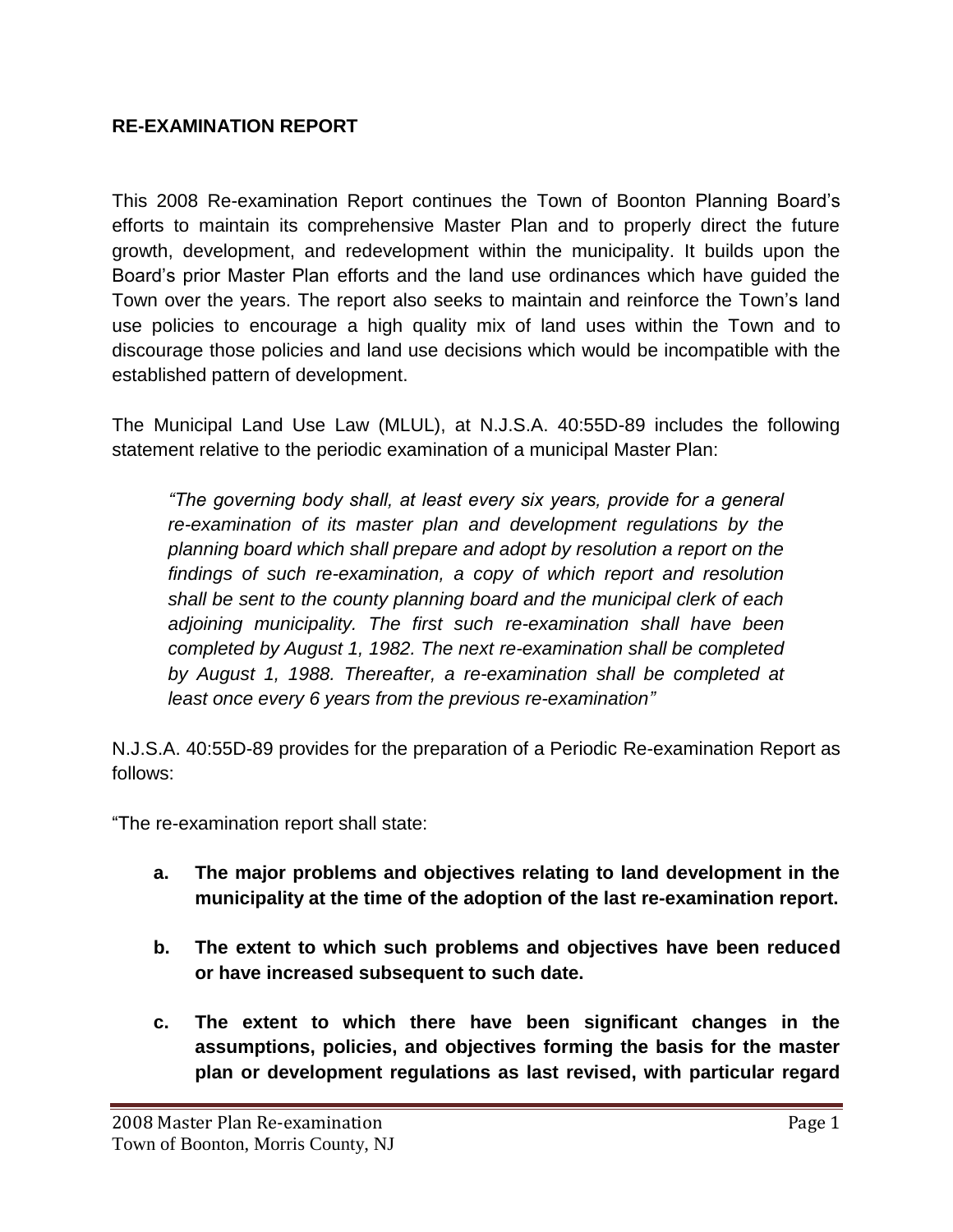## RE-EXAMINATION REPORT

This 2008 Re-examination Report continues the Town of Boonton Planning Board's efforts to maintain its comprehensive Master Plan and to properly direct the future growth, development, and redevelopment within the municipality. It builds upon the Board's prior Master Plan efforts and the land use ordinances which have guided the Town over the years. The report also seeks to maintain and reinforce the Town's land use policies to encourage a high quality mix of land uses within the Town and to discourage those policies and land use decisions which would be incompatible with the established pattern of development.

The Municipal Land Use Law (MLUL), at N.J.S.A. 40:55D-89 includes the following statement relative to the periodic examination of a municipal Master Plan:

> *"The governing body shall, at least every six years, provide for a general re-examination of its master plan and development regulations by the planning board which shall prepare and adopt by resolution a report on the findings of such re-examination, a copy of which report and resolution shall be sent to the county planning board and the municipal clerk of each adjoining municipality. The first such re-examination shall have been completed by August 1, 1982. The next re-examination shall be completed by August 1, 1988. Thereafter, a re-examination shall be completed at least once every 6 years from the previous re-examination"*

N.J.S.A. 40:55D-89 provides for the preparation of a Periodic Re-examination Report as follows:

"The re-examination report shall state:

- **a. The major problems and objectives relating to land development in the municipality at the time of the adoption of the last re-examination report.**
- **b. The extent to which such problems and objectives have been reduced or have increased subsequent to such date.**
- **c. The extent to which there have been significant changes in the assumptions, policies, and objectives forming the basis for the master plan or development regulations as last revised, with particular regard**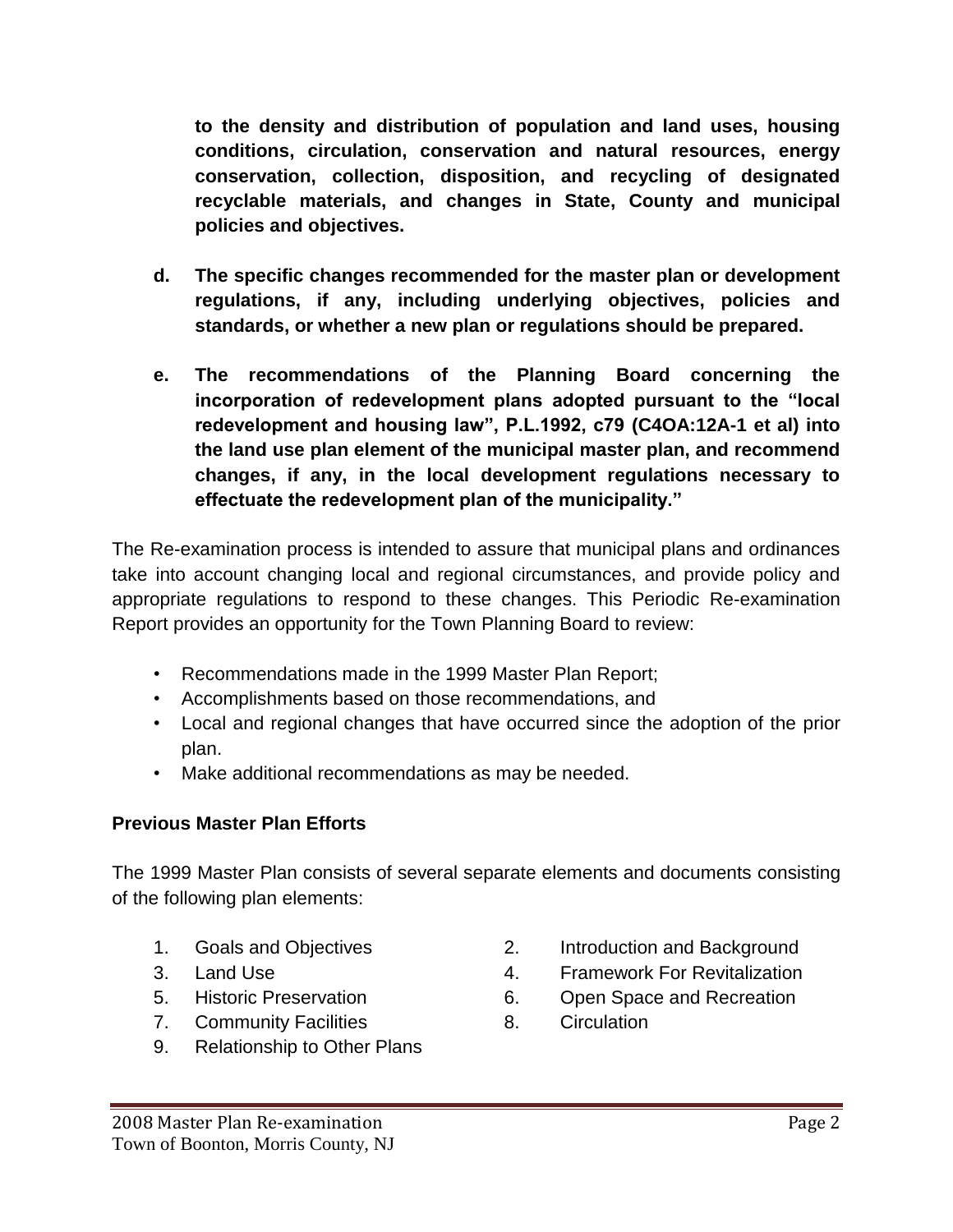**to the density and distribution of population and land uses, housing conditions, circulation, conservation and natural resources, energy conservation, collection, disposition, and recycling of designated recyclable materials, and changes in State, County and municipal policies and objectives.**

**d. The specific changes recommended for the master plan or development regulations, if any, including underlying objectives, policies and standards, or whether a new plan or regulations should be prepared.**

**e. The recommendations of the Planning Board concerning the incorporation of redevelopment plans adopted pursuant to the "local redevelopment and housing law", P.L.1992, c79 (C4OA:12A-1 et al) into the land use plan element of the municipal master plan, and recommend changes, if any, in the local development regulations necessary to effectuate the redevelopment plan of the municipality."**

The Re-examination process is intended to assure that municipal plans and ordinances take into account changing local and regional circumstances, and provide policy and appropriate regulations to respond to these changes. This Periodic Re-examination Report provides an opportunity for the Town Planning Board to review:

- Recommendations made in the 1999 Master Plan Report;
- Accomplishments based on those recommendations, and
- Local and regional changes that have occurred since the adoption of the prior plan.
- Make additional recommendations as may be needed.

**Previous Master Plan Efforts**

The 1999 Master Plan consists of several separate elements and documents consisting of the following plan elements:

1. Goals and Objectives
2. Introduction and Background
3. Land Use
4. Framework For Revitalization
5. Historic Preservation
6. Open Space and Recreation
7. Community Facilities
8. Circulation
9. Relationship to Other Plans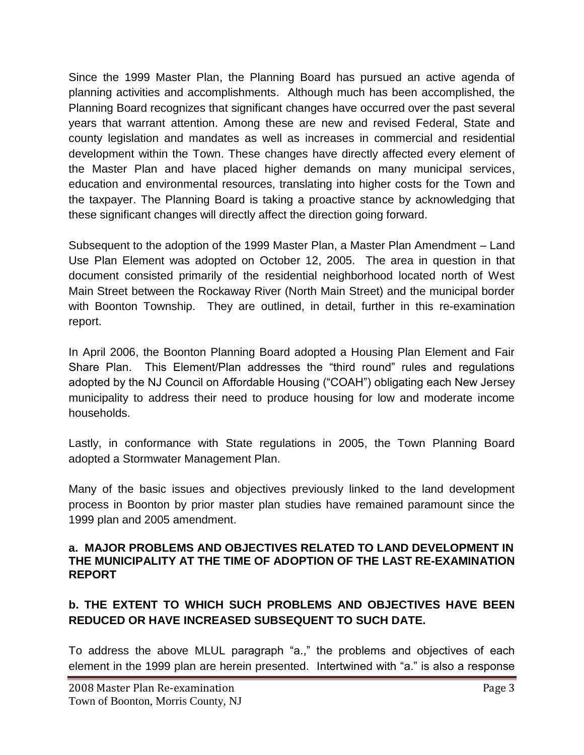Since the 1999 Master Plan, the Planning Board has pursued an active agenda of planning activities and accomplishments. Although much has been accomplished, the Planning Board recognizes that significant changes have occurred over the past several years that warrant attention. Among these are new and revised Federal, State and county legislation and mandates as well as increases in commercial and residential development within the Town. These changes have directly affected every element of the Master Plan and have placed higher demands on many municipal services, education and environmental resources, translating into higher costs for the Town and the taxpayer. The Planning Board is taking a proactive stance by acknowledging that these significant changes will directly affect the direction going forward.

Subsequent to the adoption of the 1999 Master Plan, a Master Plan Amendment – Land Use Plan Element was adopted on October 12, 2005. The area in question in that document consisted primarily of the residential neighborhood located north of West Main Street between the Rockaway River (North Main Street) and the municipal border with Boonton Township. They are outlined, in detail, further in this re-examination report.

In April 2006, the Boonton Planning Board adopted a Housing Plan Element and Fair Share Plan. This Element/Plan addresses the "third round" rules and regulations adopted by the NJ Council on Affordable Housing ("COAH") obligating each New Jersey municipality to address their need to produce housing for low and moderate income households.

Lastly, in conformance with State regulations in 2005, the Town Planning Board adopted a Stormwater Management Plan.

Many of the basic issues and objectives previously linked to the land development process in Boonton by prior master plan studies have remained paramount since the 1999 plan and 2005 amendment.

**a. MAJOR PROBLEMS AND OBJECTIVES RELATED TO LAND DEVELOPMENT IN THE MUNICIPALITY AT THE TIME OF ADOPTION OF THE LAST RE-EXAMINATION REPORT**

**b. THE EXTENT TO WHICH SUCH PROBLEMS AND OBJECTIVES HAVE BEEN REDUCED OR HAVE INCREASED SUBSEQUENT TO SUCH DATE.**

To address the above MLUL paragraph "a.," the problems and objectives of each element in the 1999 plan are herein presented. Intertwined with "a." is also a response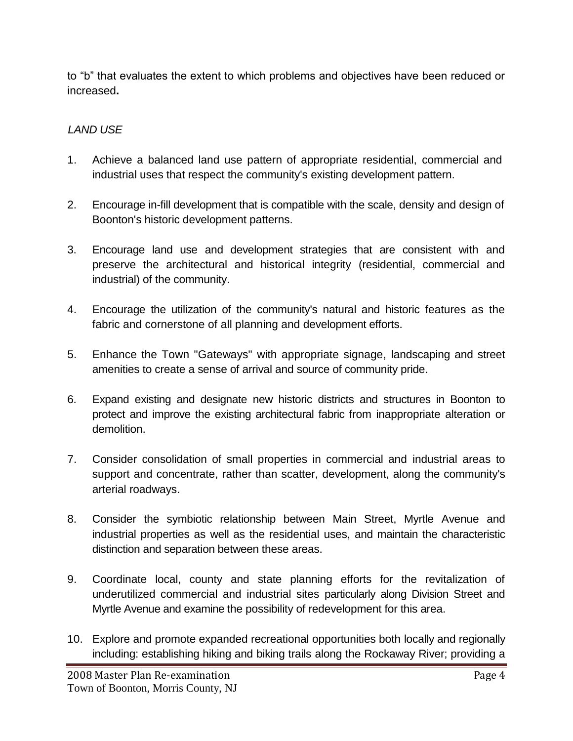to "b" that evaluates the extent to which problems and objectives have been reduced or increased**.**

*LAND USE*

1. Achieve a balanced land use pattern of appropriate residential, commercial and industrial uses that respect the community's existing development pattern.

2. Encourage in-fill development that is compatible with the scale, density and design of Boonton's historic development patterns.

3. Encourage land use and development strategies that are consistent with and preserve the architectural and historical integrity (residential, commercial and industrial) of the community.

4. Encourage the utilization of the community's natural and historic features as the fabric and cornerstone of all planning and development efforts.

5. Enhance the Town "Gateways" with appropriate signage, landscaping and street amenities to create a sense of arrival and source of community pride.

6. Expand existing and designate new historic districts and structures in Boonton to protect and improve the existing architectural fabric from inappropriate alteration or demolition.

7. Consider consolidation of small properties in commercial and industrial areas to support and concentrate, rather than scatter, development, along the community's arterial roadways.

8. Consider the symbiotic relationship between Main Street, Myrtle Avenue and industrial properties as well as the residential uses, and maintain the characteristic distinction and separation between these areas.

9. Coordinate local, county and state planning efforts for the revitalization of underutilized commercial and industrial sites particularly along Division Street and Myrtle Avenue and examine the possibility of redevelopment for this area.

10. Explore and promote expanded recreational opportunities both locally and regionally including: establishing hiking and biking trails along the Rockaway River; providing a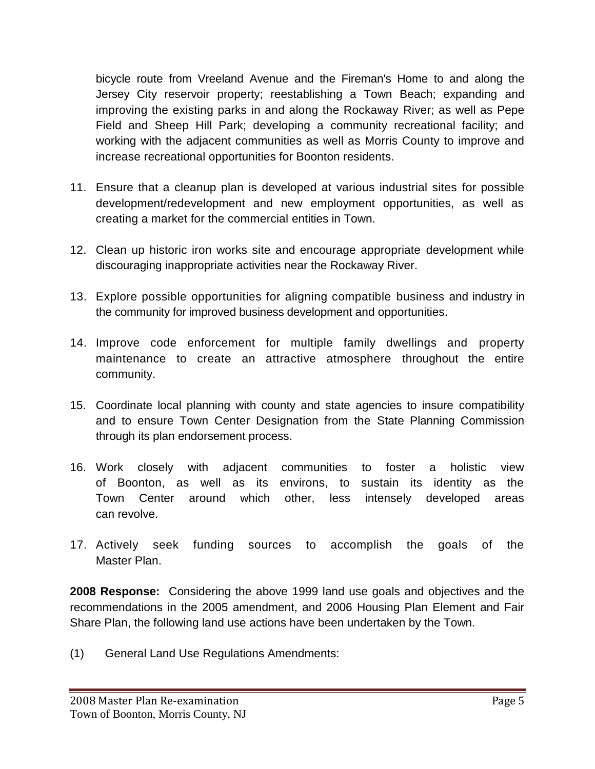bicycle route from Vreeland Avenue and the Fireman's Home to and along the Jersey City reservoir property; reestablishing a Town Beach; expanding and improving the existing parks in and along the Rockaway River; as well as Pepe Field and Sheep Hill Park; developing a community recreational facility; and working with the adjacent communities as well as Morris County to improve and increase recreational opportunities for Boonton residents.

11. Ensure that a cleanup plan is developed at various industrial sites for possible development/redevelopment and new employment opportunities, as well as creating a market for the commercial entities in Town.

12. Clean up historic iron works site and encourage appropriate development while discouraging inappropriate activities near the Rockaway River.

13. Explore possible opportunities for aligning compatible business and industry in the community for improved business development and opportunities.

14. Improve code enforcement for multiple family dwellings and property maintenance to create an attractive atmosphere throughout the entire community.

15. Coordinate local planning with county and state agencies to insure compatibility and to ensure Town Center Designation from the State Planning Commission through its plan endorsement process.

16. Work closely with adjacent communities to foster a holistic view of Boonton, as well as its environs, to sustain its identity as the Town Center around which other, less intensely developed areas can revolve.

17. Actively seek funding sources to accomplish the goals of the Master Plan.

**2008 Response:** Considering the above 1999 land use goals and objectives and the recommendations in the 2005 amendment, and 2006 Housing Plan Element and Fair Share Plan, the following land use actions have been undertaken by the Town.

(1) General Land Use Regulations Amendments: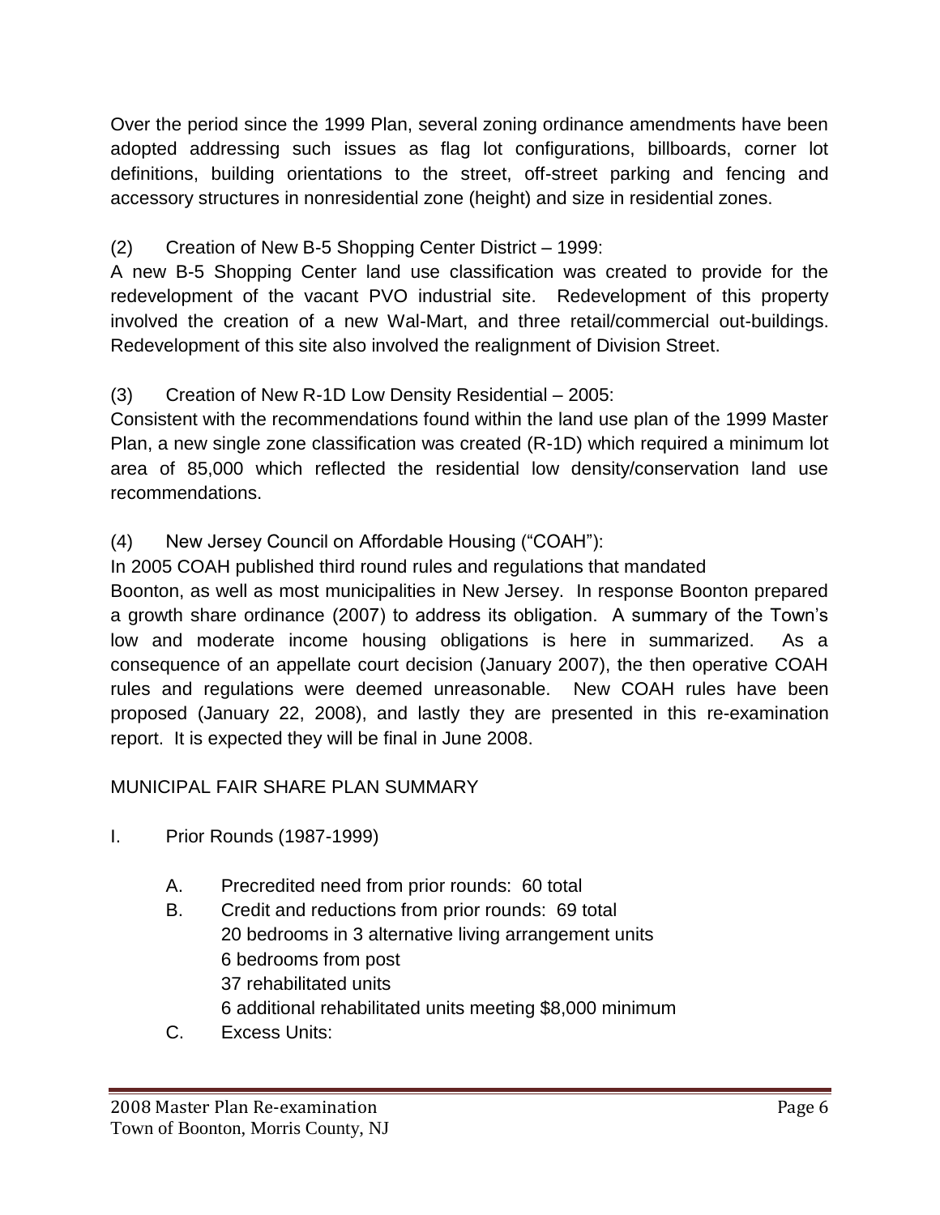Over the period since the 1999 Plan, several zoning ordinance amendments have been adopted addressing such issues as flag lot configurations, billboards, corner lot definitions, building orientations to the street, off-street parking and fencing and accessory structures in nonresidential zone (height) and size in residential zones.

(2) Creation of New B-5 Shopping Center District – 1999:
A new B-5 Shopping Center land use classification was created to provide for the redevelopment of the vacant PVO industrial site. Redevelopment of this property involved the creation of a new Wal-Mart, and three retail/commercial out-buildings. Redevelopment of this site also involved the realignment of Division Street.

(3) Creation of New R-1D Low Density Residential – 2005:
Consistent with the recommendations found within the land use plan of the 1999 Master Plan, a new single zone classification was created (R-1D) which required a minimum lot area of 85,000 which reflected the residential low density/conservation land use recommendations.

(4) New Jersey Council on Affordable Housing ("COAH"):
In 2005 COAH published third round rules and regulations that mandated
Boonton, as well as most municipalities in New Jersey. In response Boonton prepared a growth share ordinance (2007) to address its obligation. A summary of the Town's low and moderate income housing obligations is here in summarized. As a consequence of an appellate court decision (January 2007), the then operative COAH rules and regulations were deemed unreasonable. New COAH rules have been proposed (January 22, 2008), and lastly they are presented in this re-examination report. It is expected they will be final in June 2008.

MUNICIPAL FAIR SHARE PLAN SUMMARY

I. Prior Rounds (1987-1999)

   A. Precredited need from prior rounds: 60 total
   B. Credit and reductions from prior rounds: 69 total
      20 bedrooms in 3 alternative living arrangement units
      6 bedrooms from post
      37 rehabilitated units
      6 additional rehabilitated units meeting $8,000 minimum
   C. Excess Units: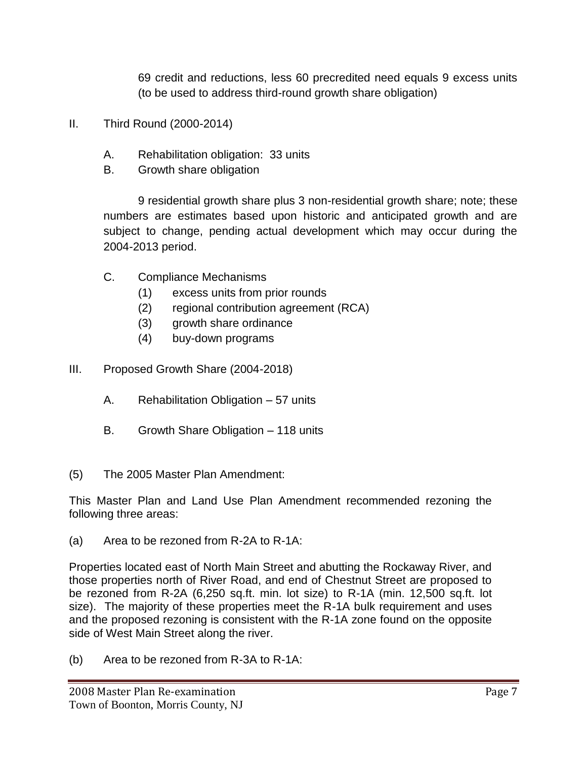69 credit and reductions, less 60 precredited need equals 9 excess units (to be used to address third-round growth share obligation)

II. Third Round (2000-2014)

A. Rehabilitation obligation: 33 units

B. Growth share obligation

9 residential growth share plus 3 non-residential growth share; note; these numbers are estimates based upon historic and anticipated growth and are subject to change, pending actual development which may occur during the 2004-2013 period.

C. Compliance Mechanisms

(1) excess units from prior rounds
(2) regional contribution agreement (RCA)
(3) growth share ordinance
(4) buy-down programs

III. Proposed Growth Share (2004-2018)

A. Rehabilitation Obligation – 57 units

B. Growth Share Obligation – 118 units

(5) The 2005 Master Plan Amendment:

This Master Plan and Land Use Plan Amendment recommended rezoning the following three areas:

(a) Area to be rezoned from R-2A to R-1A:

Properties located east of North Main Street and abutting the Rockaway River, and those properties north of River Road, and end of Chestnut Street are proposed to be rezoned from R-2A (6,250 sq.ft. min. lot size) to R-1A (min. 12,500 sq.ft. lot size). The majority of these properties meet the R-1A bulk requirement and uses and the proposed rezoning is consistent with the R-1A zone found on the opposite side of West Main Street along the river.

(b) Area to be rezoned from R-3A to R-1A: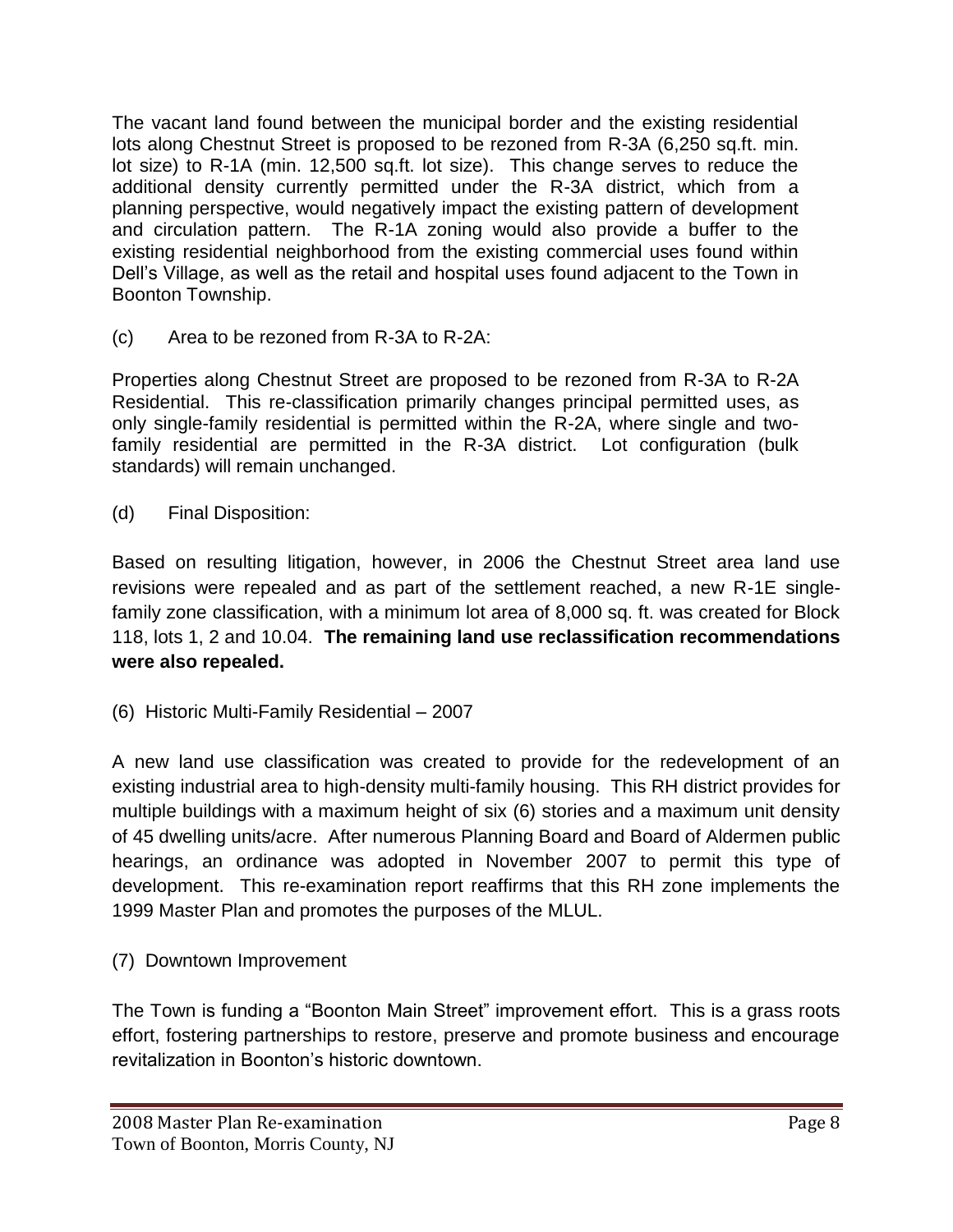The vacant land found between the municipal border and the existing residential lots along Chestnut Street is proposed to be rezoned from R-3A (6,250 sq.ft. min. lot size) to R-1A (min. 12,500 sq.ft. lot size). This change serves to reduce the additional density currently permitted under the R-3A district, which from a planning perspective, would negatively impact the existing pattern of development and circulation pattern. The R-1A zoning would also provide a buffer to the existing residential neighborhood from the existing commercial uses found within Dell's Village, as well as the retail and hospital uses found adjacent to the Town in Boonton Township.

(c) Area to be rezoned from R-3A to R-2A:

Properties along Chestnut Street are proposed to be rezoned from R-3A to R-2A Residential. This re-classification primarily changes principal permitted uses, as only single-family residential is permitted within the R-2A, where single and two-family residential are permitted in the R-3A district. Lot configuration (bulk standards) will remain unchanged.

(d) Final Disposition:

Based on resulting litigation, however, in 2006 the Chestnut Street area land use revisions were repealed and as part of the settlement reached, a new R-1E single-family zone classification, with a minimum lot area of 8,000 sq. ft. was created for Block 118, lots 1, 2 and 10.04. **The remaining land use reclassification recommendations were also repealed.**

(6) Historic Multi-Family Residential – 2007

A new land use classification was created to provide for the redevelopment of an existing industrial area to high-density multi-family housing. This RH district provides for multiple buildings with a maximum height of six (6) stories and a maximum unit density of 45 dwelling units/acre. After numerous Planning Board and Board of Aldermen public hearings, an ordinance was adopted in November 2007 to permit this type of development. This re-examination report reaffirms that this RH zone implements the 1999 Master Plan and promotes the purposes of the MLUL.

(7) Downtown Improvement

The Town is funding a "Boonton Main Street" improvement effort. This is a grass roots effort, fostering partnerships to restore, preserve and promote business and encourage revitalization in Boonton's historic downtown.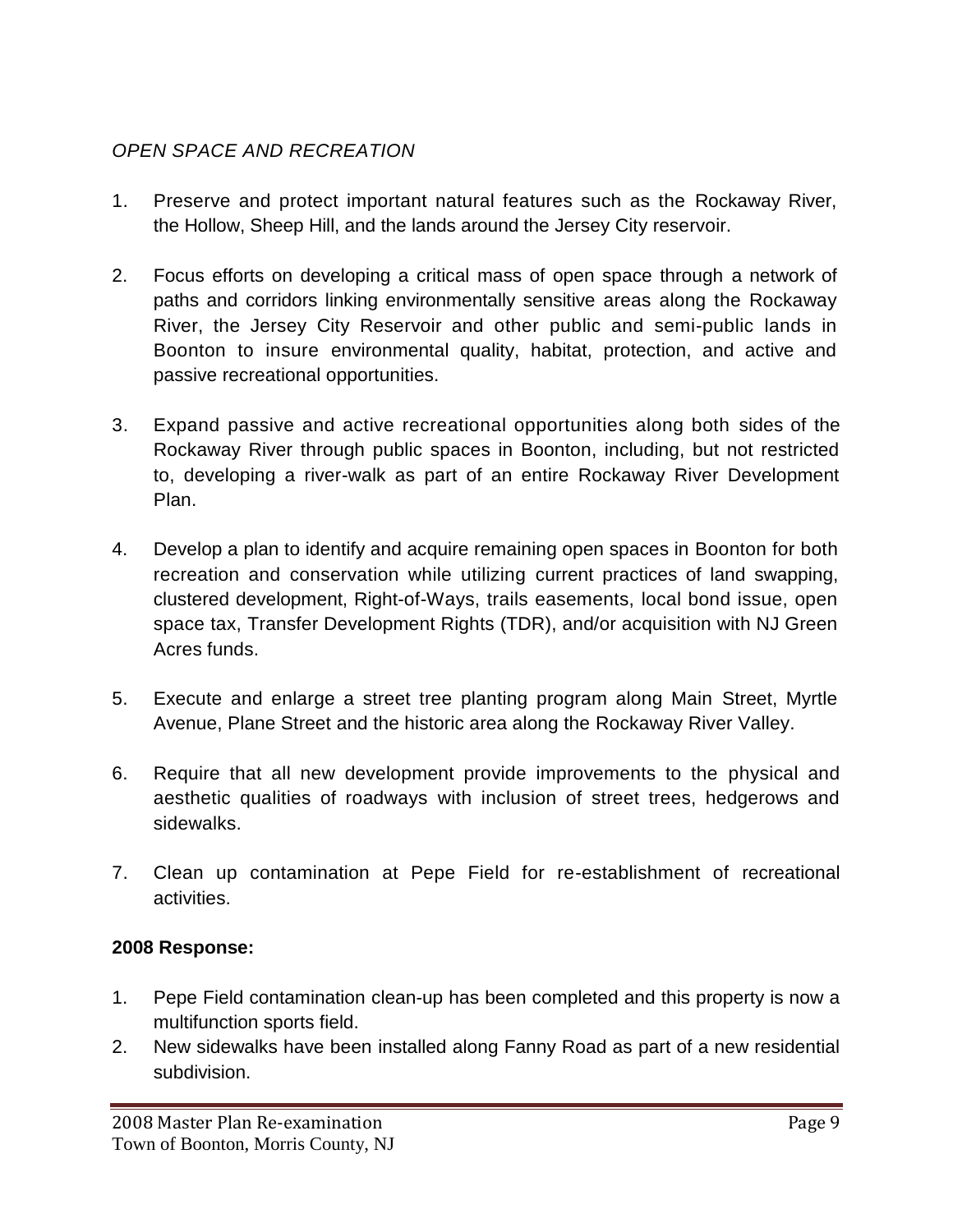*OPEN SPACE AND RECREATION*

1. Preserve and protect important natural features such as the Rockaway River, the Hollow, Sheep Hill, and the lands around the Jersey City reservoir.

2. Focus efforts on developing a critical mass of open space through a network of paths and corridors linking environmentally sensitive areas along the Rockaway River, the Jersey City Reservoir and other public and semi-public lands in Boonton to insure environmental quality, habitat, protection, and active and passive recreational opportunities.

3. Expand passive and active recreational opportunities along both sides of the Rockaway River through public spaces in Boonton, including, but not restricted to, developing a river-walk as part of an entire Rockaway River Development Plan.

4. Develop a plan to identify and acquire remaining open spaces in Boonton for both recreation and conservation while utilizing current practices of land swapping, clustered development, Right-of-Ways, trails easements, local bond issue, open space tax, Transfer Development Rights (TDR), and/or acquisition with NJ Green Acres funds.

5. Execute and enlarge a street tree planting program along Main Street, Myrtle Avenue, Plane Street and the historic area along the Rockaway River Valley.

6. Require that all new development provide improvements to the physical and aesthetic qualities of roadways with inclusion of street trees, hedgerows and sidewalks.

7. Clean up contamination at Pepe Field for re-establishment of recreational activities.

**2008 Response:**

1. Pepe Field contamination clean-up has been completed and this property is now a multifunction sports field.
2. New sidewalks have been installed along Fanny Road as part of a new residential subdivision.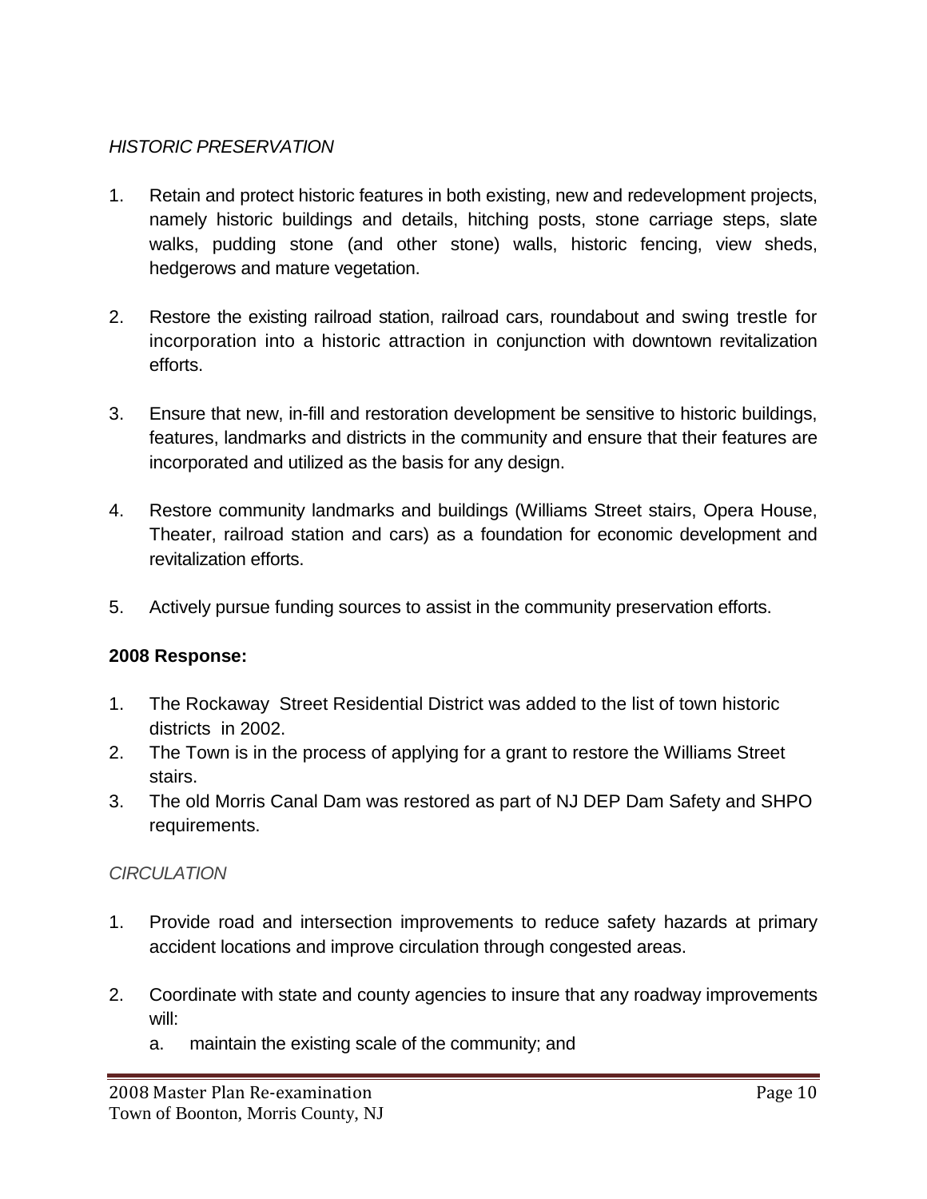*HISTORIC PRESERVATION*

1. Retain and protect historic features in both existing, new and redevelopment projects, namely historic buildings and details, hitching posts, stone carriage steps, slate walks, pudding stone (and other stone) walls, historic fencing, view sheds, hedgerows and mature vegetation.

2. Restore the existing railroad station, railroad cars, roundabout and swing trestle for incorporation into a historic attraction in conjunction with downtown revitalization efforts.

3. Ensure that new, in-fill and restoration development be sensitive to historic buildings, features, landmarks and districts in the community and ensure that their features are incorporated and utilized as the basis for any design.

4. Restore community landmarks and buildings (Williams Street stairs, Opera House, Theater, railroad station and cars) as a foundation for economic development and revitalization efforts.

5. Actively pursue funding sources to assist in the community preservation efforts.

**2008 Response:**

1. The Rockaway Street Residential District was added to the list of town historic districts in 2002.
2. The Town is in the process of applying for a grant to restore the Williams Street stairs.
3. The old Morris Canal Dam was restored as part of NJ DEP Dam Safety and SHPO requirements.

*CIRCULATION*

1. Provide road and intersection improvements to reduce safety hazards at primary accident locations and improve circulation through congested areas.

2. Coordinate with state and county agencies to insure that any roadway improvements will:
   a. maintain the existing scale of the community; and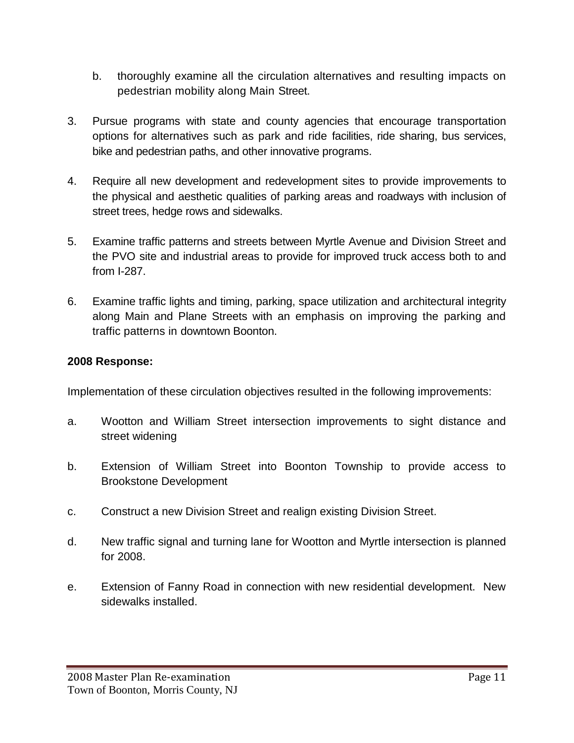b. thoroughly examine all the circulation alternatives and resulting impacts on pedestrian mobility along Main Street.

3. Pursue programs with state and county agencies that encourage transportation options for alternatives such as park and ride facilities, ride sharing, bus services, bike and pedestrian paths, and other innovative programs.

4. Require all new development and redevelopment sites to provide improvements to the physical and aesthetic qualities of parking areas and roadways with inclusion of street trees, hedge rows and sidewalks.

5. Examine traffic patterns and streets between Myrtle Avenue and Division Street and the PVO site and industrial areas to provide for improved truck access both to and from I-287.

6. Examine traffic lights and timing, parking, space utilization and architectural integrity along Main and Plane Streets with an emphasis on improving the parking and traffic patterns in downtown Boonton.

**2008 Response:**

Implementation of these circulation objectives resulted in the following improvements:

a. Wootton and William Street intersection improvements to sight distance and street widening

b. Extension of William Street into Boonton Township to provide access to Brookstone Development

c. Construct a new Division Street and realign existing Division Street.

d. New traffic signal and turning lane for Wootton and Myrtle intersection is planned for 2008.

e. Extension of Fanny Road in connection with new residential development. New sidewalks installed.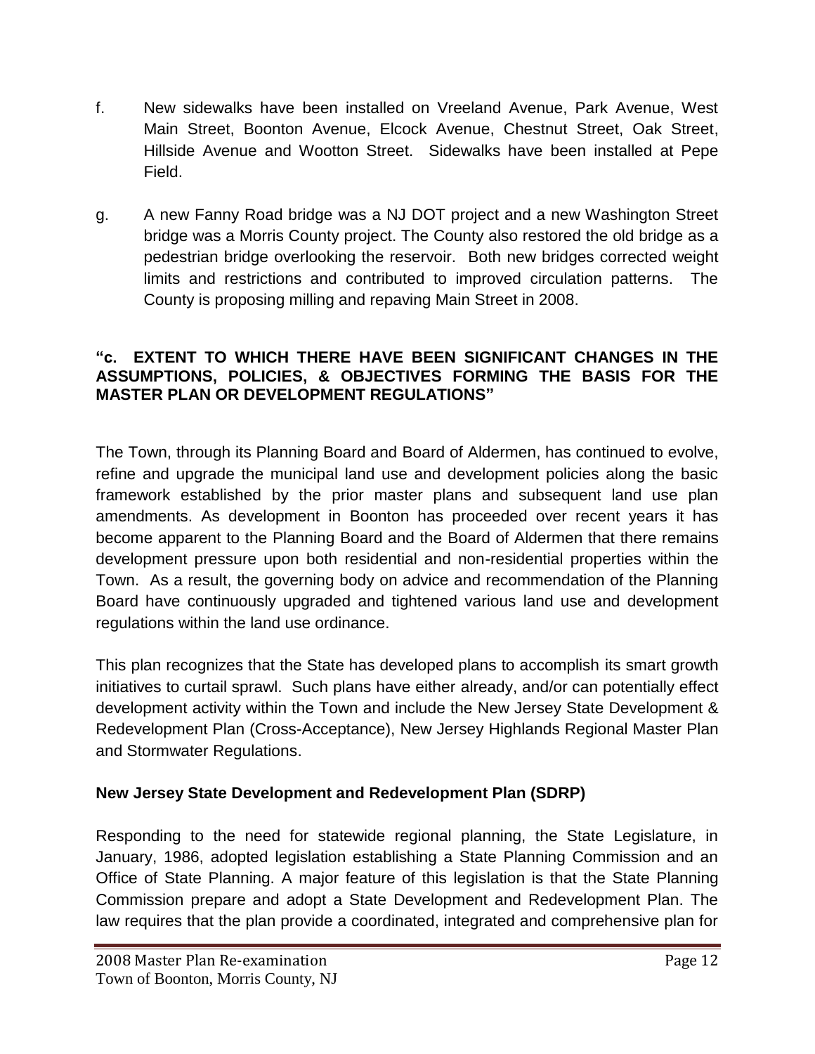f. New sidewalks have been installed on Vreeland Avenue, Park Avenue, West Main Street, Boonton Avenue, Elcock Avenue, Chestnut Street, Oak Street, Hillside Avenue and Wootton Street. Sidewalks have been installed at Pepe Field.

g. A new Fanny Road bridge was a NJ DOT project and a new Washington Street bridge was a Morris County project. The County also restored the old bridge as a pedestrian bridge overlooking the reservoir. Both new bridges corrected weight limits and restrictions and contributed to improved circulation patterns. The County is proposing milling and repaving Main Street in 2008.

**"c. EXTENT TO WHICH THERE HAVE BEEN SIGNIFICANT CHANGES IN THE ASSUMPTIONS, POLICIES, & OBJECTIVES FORMING THE BASIS FOR THE MASTER PLAN OR DEVELOPMENT REGULATIONS"**

The Town, through its Planning Board and Board of Aldermen, has continued to evolve, refine and upgrade the municipal land use and development policies along the basic framework established by the prior master plans and subsequent land use plan amendments. As development in Boonton has proceeded over recent years it has become apparent to the Planning Board and the Board of Aldermen that there remains development pressure upon both residential and non-residential properties within the Town. As a result, the governing body on advice and recommendation of the Planning Board have continuously upgraded and tightened various land use and development regulations within the land use ordinance.

This plan recognizes that the State has developed plans to accomplish its smart growth initiatives to curtail sprawl. Such plans have either already, and/or can potentially effect development activity within the Town and include the New Jersey State Development & Redevelopment Plan (Cross-Acceptance), New Jersey Highlands Regional Master Plan and Stormwater Regulations.

**New Jersey State Development and Redevelopment Plan (SDRP)**

Responding to the need for statewide regional planning, the State Legislature, in January, 1986, adopted legislation establishing a State Planning Commission and an Office of State Planning. A major feature of this legislation is that the State Planning Commission prepare and adopt a State Development and Redevelopment Plan. The law requires that the plan provide a coordinated, integrated and comprehensive plan for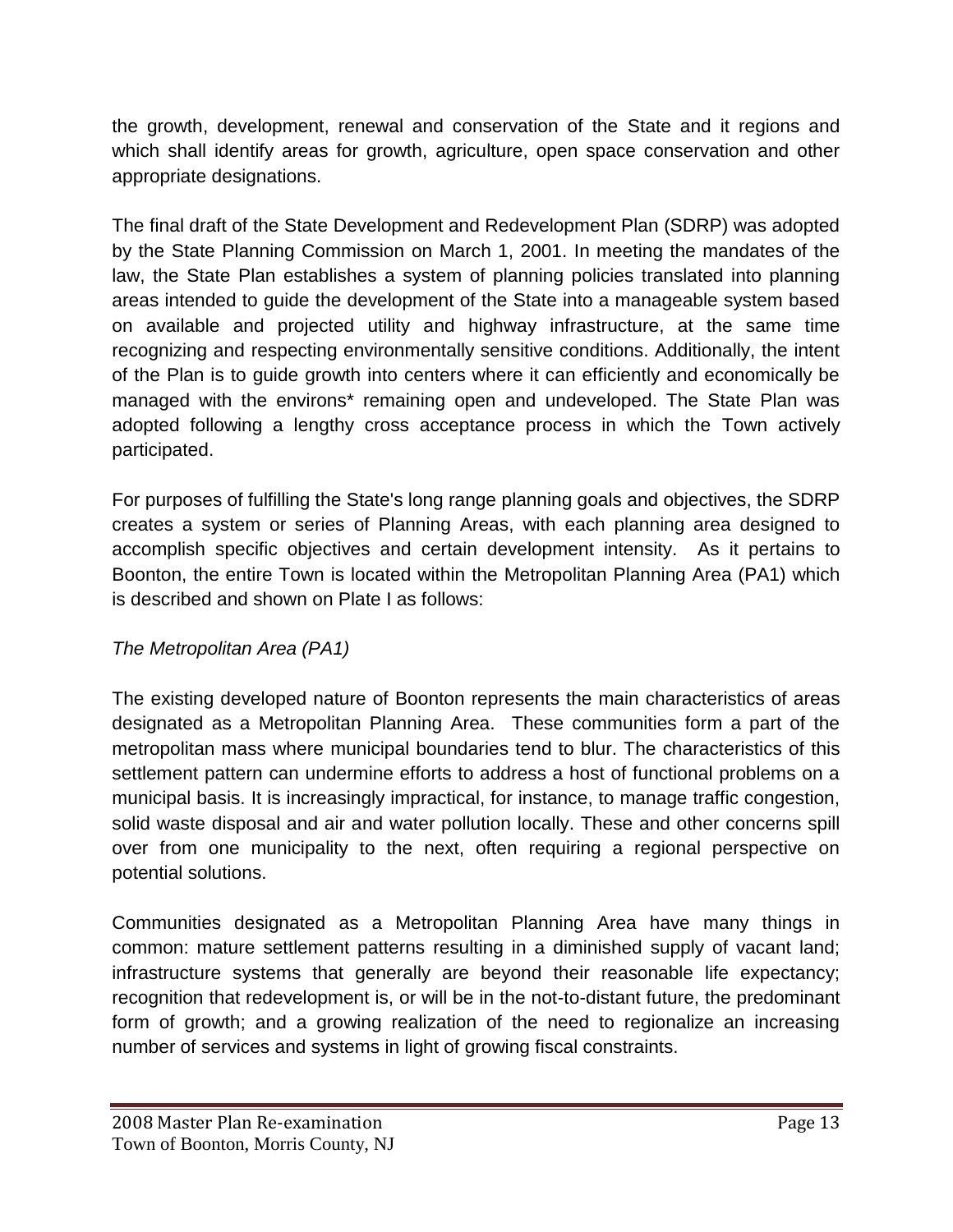the growth, development, renewal and conservation of the State and it regions and which shall identify areas for growth, agriculture, open space conservation and other appropriate designations.

The final draft of the State Development and Redevelopment Plan (SDRP) was adopted by the State Planning Commission on March 1, 2001. In meeting the mandates of the law, the State Plan establishes a system of planning policies translated into planning areas intended to guide the development of the State into a manageable system based on available and projected utility and highway infrastructure, at the same time recognizing and respecting environmentally sensitive conditions. Additionally, the intent of the Plan is to guide growth into centers where it can efficiently and economically be managed with the environs* remaining open and undeveloped. The State Plan was adopted following a lengthy cross acceptance process in which the Town actively participated.

For purposes of fulfilling the State's long range planning goals and objectives, the SDRP creates a system or series of Planning Areas, with each planning area designed to accomplish specific objectives and certain development intensity. As it pertains to Boonton, the entire Town is located within the Metropolitan Planning Area (PA1) which is described and shown on Plate I as follows:

*The Metropolitan Area (PA1)*

The existing developed nature of Boonton represents the main characteristics of areas designated as a Metropolitan Planning Area. These communities form a part of the metropolitan mass where municipal boundaries tend to blur. The characteristics of this settlement pattern can undermine efforts to address a host of functional problems on a municipal basis. It is increasingly impractical, for instance, to manage traffic congestion, solid waste disposal and air and water pollution locally. These and other concerns spill over from one municipality to the next, often requiring a regional perspective on potential solutions.

Communities designated as a Metropolitan Planning Area have many things in common: mature settlement patterns resulting in a diminished supply of vacant land; infrastructure systems that generally are beyond their reasonable life expectancy; recognition that redevelopment is, or will be in the not-to-distant future, the predominant form of growth; and a growing realization of the need to regionalize an increasing number of services and systems in light of growing fiscal constraints.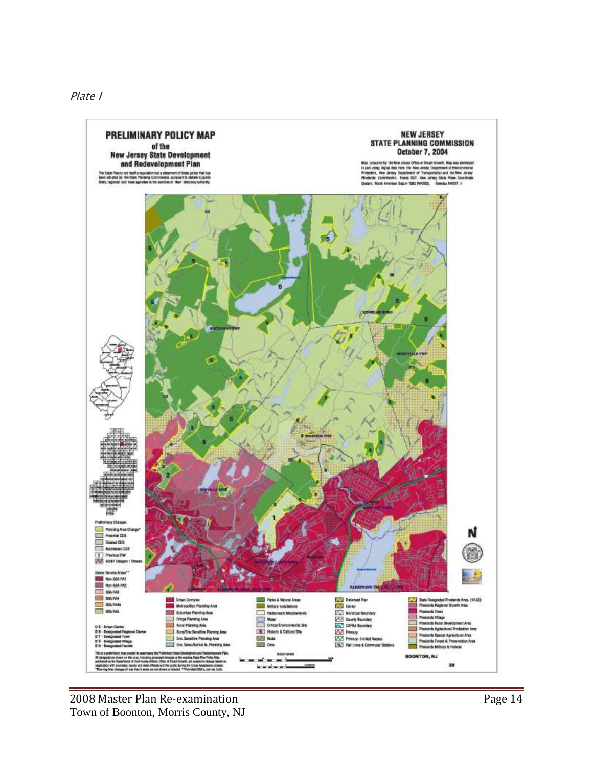*Plate I*

PRELIMINARY POLICY MAP of the New Jersey State Development and Redevelopment Plan

NEW JERSEY STATE PLANNING COMMISSION October 7, 2004

BOONTON, NJ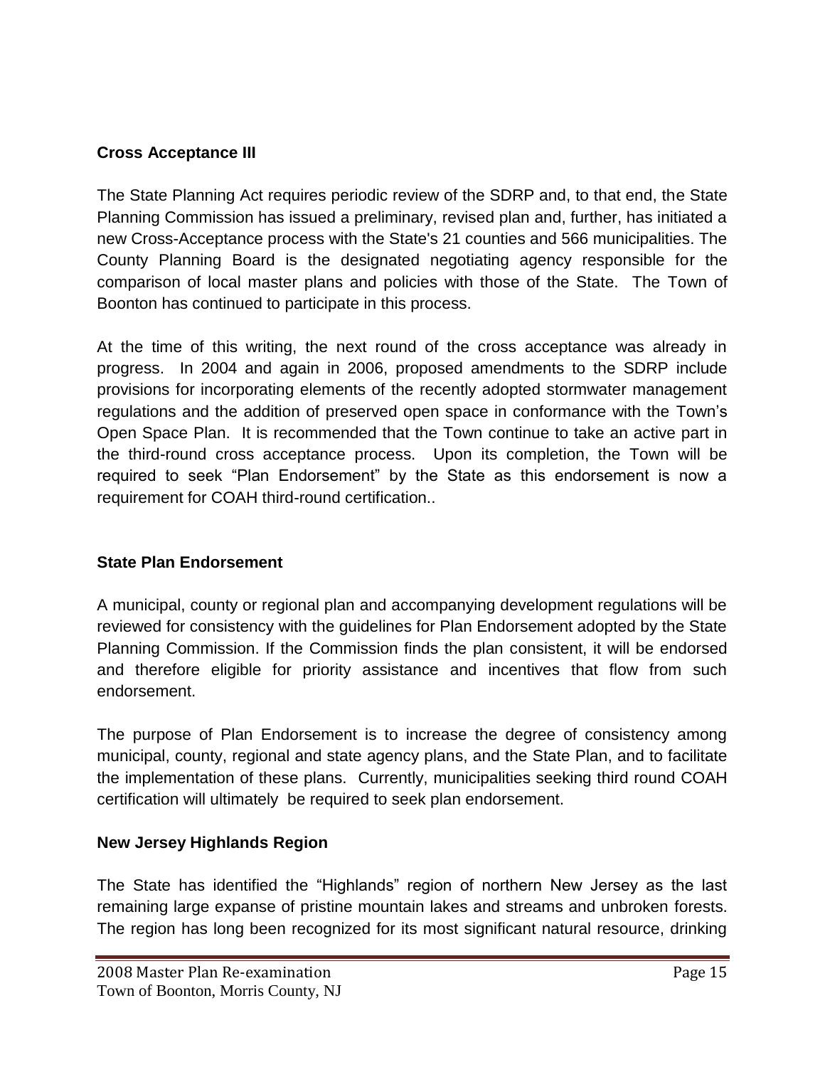**Cross Acceptance III**

The State Planning Act requires periodic review of the SDRP and, to that end, the State Planning Commission has issued a preliminary, revised plan and, further, has initiated a new Cross-Acceptance process with the State's 21 counties and 566 municipalities. The County Planning Board is the designated negotiating agency responsible for the comparison of local master plans and policies with those of the State. The Town of Boonton has continued to participate in this process.

At the time of this writing, the next round of the cross acceptance was already in progress. In 2004 and again in 2006, proposed amendments to the SDRP include provisions for incorporating elements of the recently adopted stormwater management regulations and the addition of preserved open space in conformance with the Town's Open Space Plan. It is recommended that the Town continue to take an active part in the third-round cross acceptance process. Upon its completion, the Town will be required to seek "Plan Endorsement" by the State as this endorsement is now a requirement for COAH third-round certification..

**State Plan Endorsement**

A municipal, county or regional plan and accompanying development regulations will be reviewed for consistency with the guidelines for Plan Endorsement adopted by the State Planning Commission. If the Commission finds the plan consistent, it will be endorsed and therefore eligible for priority assistance and incentives that flow from such endorsement.

The purpose of Plan Endorsement is to increase the degree of consistency among municipal, county, regional and state agency plans, and the State Plan, and to facilitate the implementation of these plans. Currently, municipalities seeking third round COAH certification will ultimately be required to seek plan endorsement.

**New Jersey Highlands Region**

The State has identified the "Highlands" region of northern New Jersey as the last remaining large expanse of pristine mountain lakes and streams and unbroken forests. The region has long been recognized for its most significant natural resource, drinking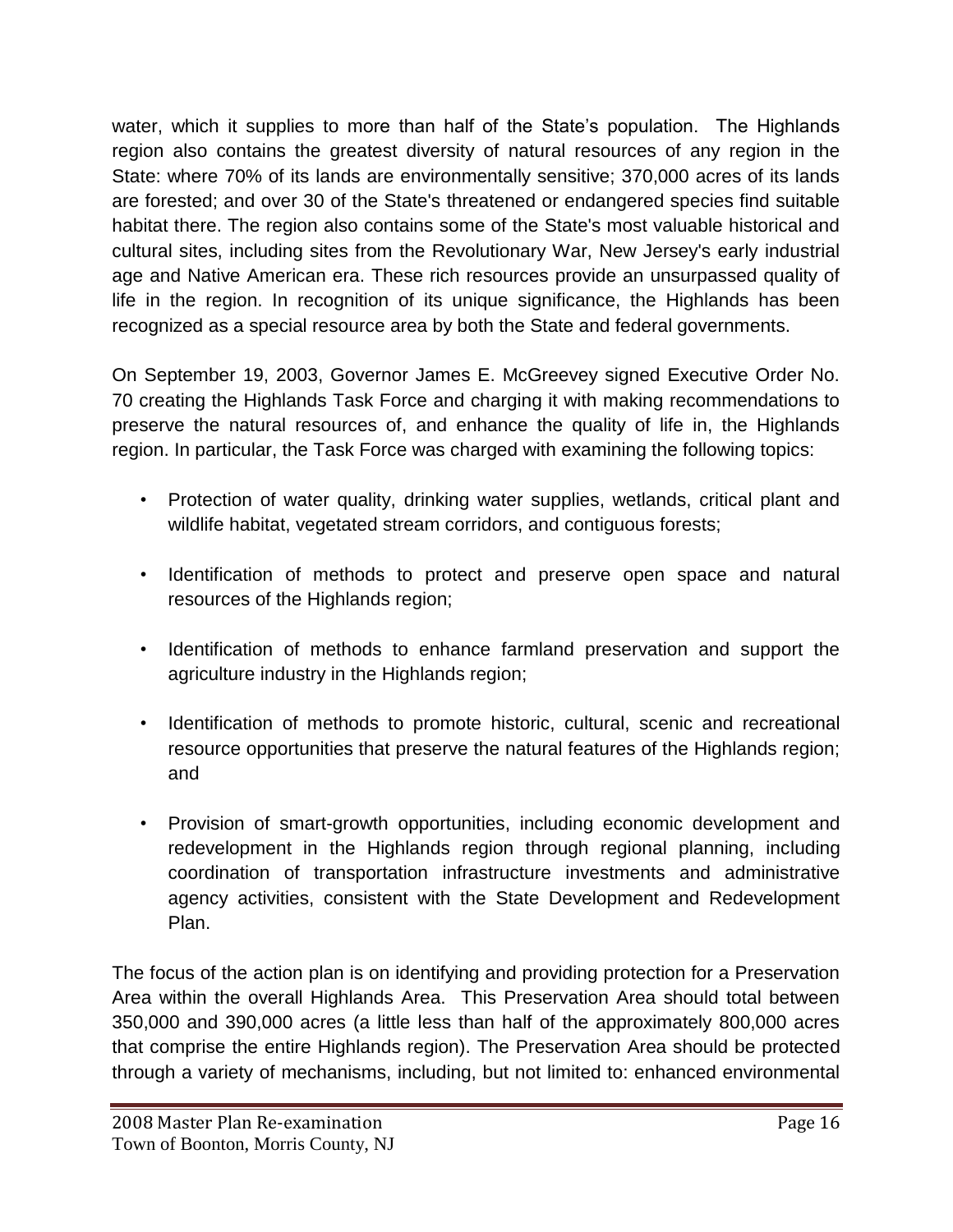water, which it supplies to more than half of the State's population. The Highlands region also contains the greatest diversity of natural resources of any region in the State: where 70% of its lands are environmentally sensitive; 370,000 acres of its lands are forested; and over 30 of the State's threatened or endangered species find suitable habitat there. The region also contains some of the State's most valuable historical and cultural sites, including sites from the Revolutionary War, New Jersey's early industrial age and Native American era. These rich resources provide an unsurpassed quality of life in the region. In recognition of its unique significance, the Highlands has been recognized as a special resource area by both the State and federal governments.

On September 19, 2003, Governor James E. McGreevey signed Executive Order No. 70 creating the Highlands Task Force and charging it with making recommendations to preserve the natural resources of, and enhance the quality of life in, the Highlands region. In particular, the Task Force was charged with examining the following topics:

- Protection of water quality, drinking water supplies, wetlands, critical plant and wildlife habitat, vegetated stream corridors, and contiguous forests;
- Identification of methods to protect and preserve open space and natural resources of the Highlands region;
- Identification of methods to enhance farmland preservation and support the agriculture industry in the Highlands region;
- Identification of methods to promote historic, cultural, scenic and recreational resource opportunities that preserve the natural features of the Highlands region; and
- Provision of smart-growth opportunities, including economic development and redevelopment in the Highlands region through regional planning, including coordination of transportation infrastructure investments and administrative agency activities, consistent with the State Development and Redevelopment Plan.

The focus of the action plan is on identifying and providing protection for a Preservation Area within the overall Highlands Area. This Preservation Area should total between 350,000 and 390,000 acres (a little less than half of the approximately 800,000 acres that comprise the entire Highlands region). The Preservation Area should be protected through a variety of mechanisms, including, but not limited to: enhanced environmental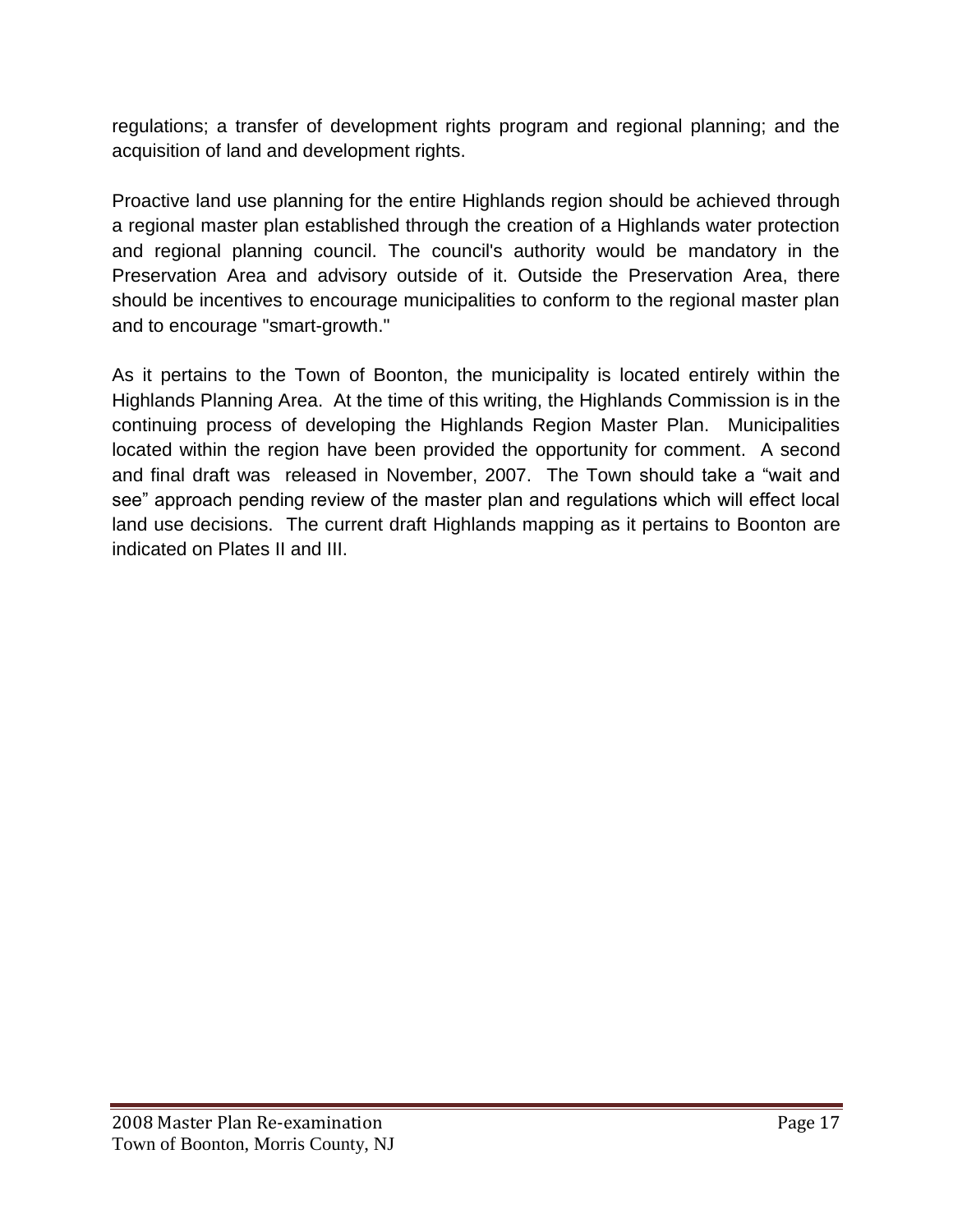regulations; a transfer of development rights program and regional planning; and the acquisition of land and development rights.

Proactive land use planning for the entire Highlands region should be achieved through a regional master plan established through the creation of a Highlands water protection and regional planning council. The council's authority would be mandatory in the Preservation Area and advisory outside of it. Outside the Preservation Area, there should be incentives to encourage municipalities to conform to the regional master plan and to encourage "smart-growth."

As it pertains to the Town of Boonton, the municipality is located entirely within the Highlands Planning Area. At the time of this writing, the Highlands Commission is in the continuing process of developing the Highlands Region Master Plan. Municipalities located within the region have been provided the opportunity for comment. A second and final draft was released in November, 2007. The Town should take a "wait and see" approach pending review of the master plan and regulations which will effect local land use decisions. The current draft Highlands mapping as it pertains to Boonton are indicated on Plates II and III.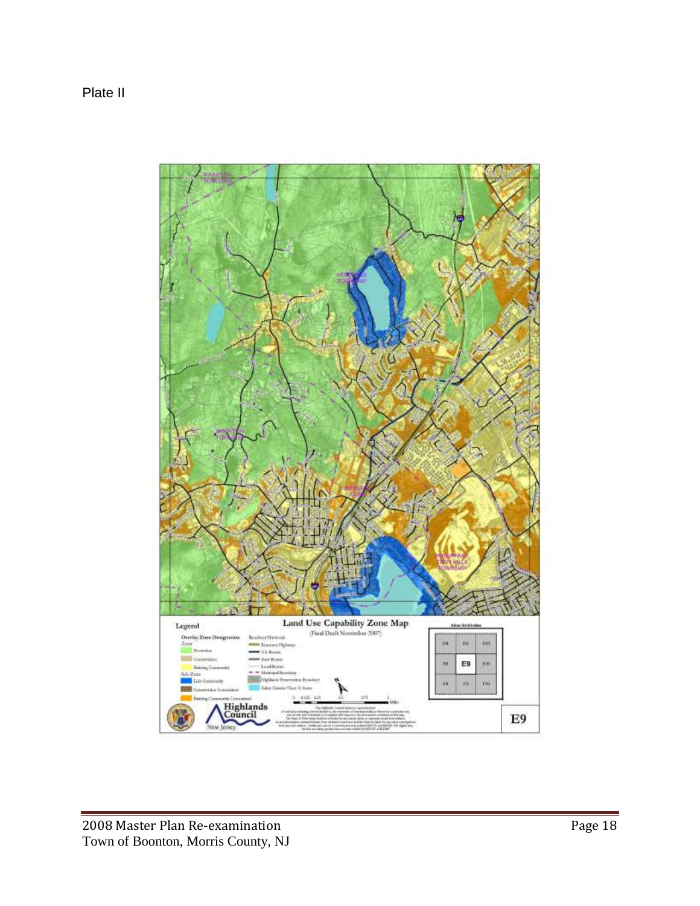Plate II

Land Use Capability Zone Map

(Final Draft November 2007)

E9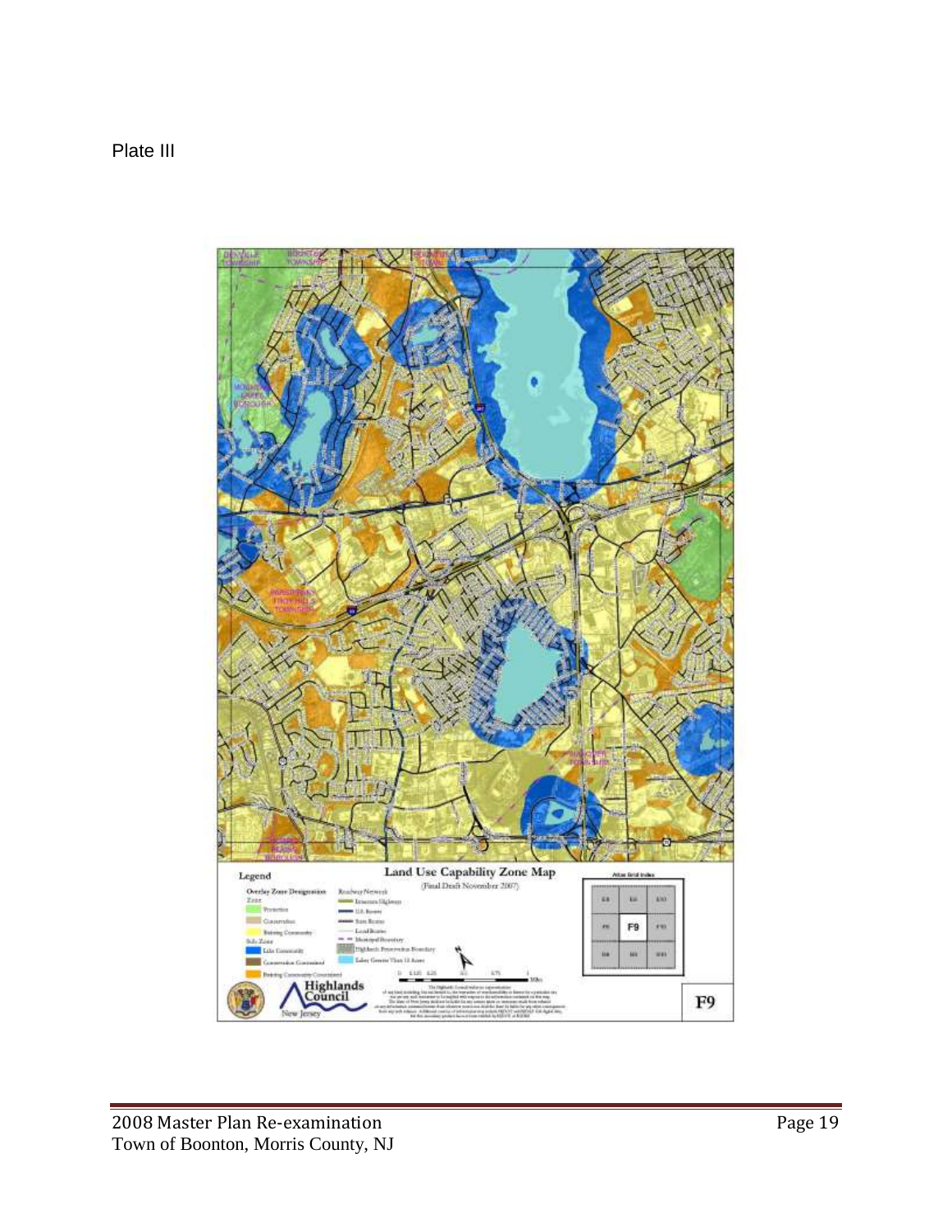Plate III

Legend

Land Use Capability Zone Map

(Final Draft November 2007)

Overlay Zone Designation

Zone

Protection

Conservation

Existing Community

Sub-Zone

Lake Community

Conservation Constrained

Existing Community Constrained

Roadway Network

Interstate Highway

U.S. Route

State Route

Local Route

Municipal Boundary

Highlands Preservation Boundary

Lakes Greater Than 10 Acres

Atlas Grid Index

F9

Highlands Council

New Jersey

F9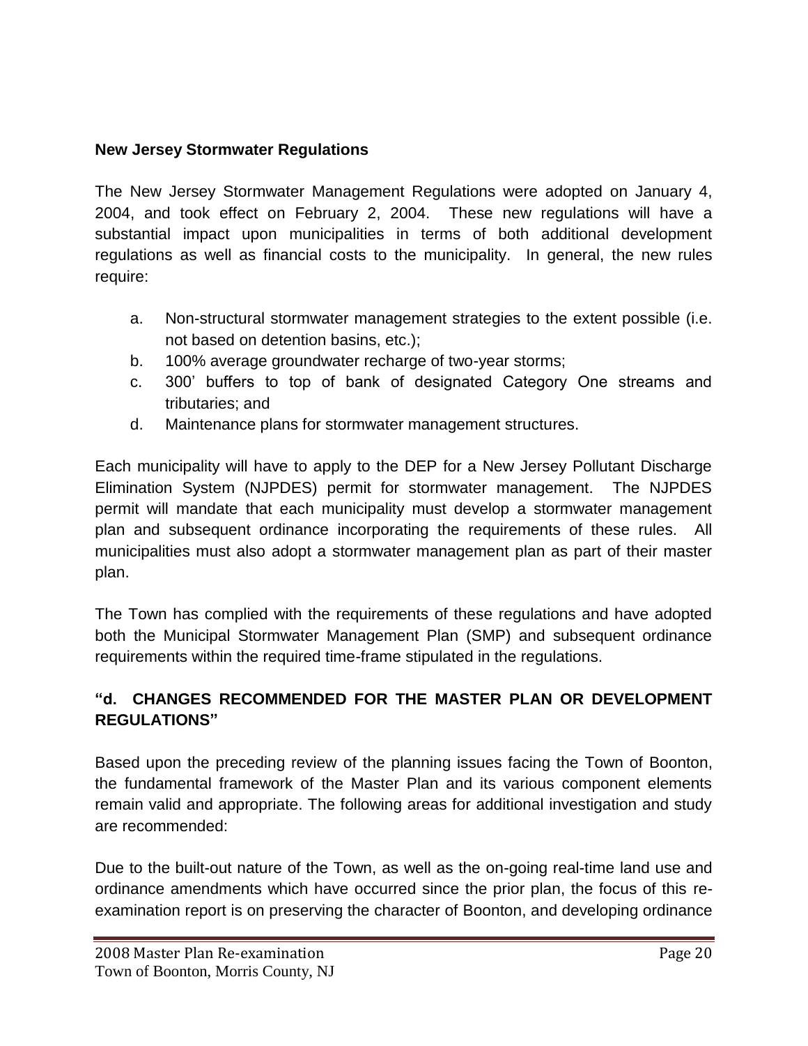### New Jersey Stormwater Regulations

The New Jersey Stormwater Management Regulations were adopted on January 4, 2004, and took effect on February 2, 2004. These new regulations will have a substantial impact upon municipalities in terms of both additional development regulations as well as financial costs to the municipality. In general, the new rules require:

a. Non-structural stormwater management strategies to the extent possible (i.e. not based on detention basins, etc.);
b. 100% average groundwater recharge of two-year storms;
c. 300' buffers to top of bank of designated Category One streams and tributaries; and
d. Maintenance plans for stormwater management structures.

Each municipality will have to apply to the DEP for a New Jersey Pollutant Discharge Elimination System (NJPDES) permit for stormwater management. The NJPDES permit will mandate that each municipality must develop a stormwater management plan and subsequent ordinance incorporating the requirements of these rules. All municipalities must also adopt a stormwater management plan as part of their master plan.

The Town has complied with the requirements of these regulations and have adopted both the Municipal Stormwater Management Plan (SMP) and subsequent ordinance requirements within the required time-frame stipulated in the regulations.

### "d. CHANGES RECOMMENDED FOR THE MASTER PLAN OR DEVELOPMENT REGULATIONS"

Based upon the preceding review of the planning issues facing the Town of Boonton, the fundamental framework of the Master Plan and its various component elements remain valid and appropriate. The following areas for additional investigation and study are recommended:

Due to the built-out nature of the Town, as well as the on-going real-time land use and ordinance amendments which have occurred since the prior plan, the focus of this re-examination report is on preserving the character of Boonton, and developing ordinance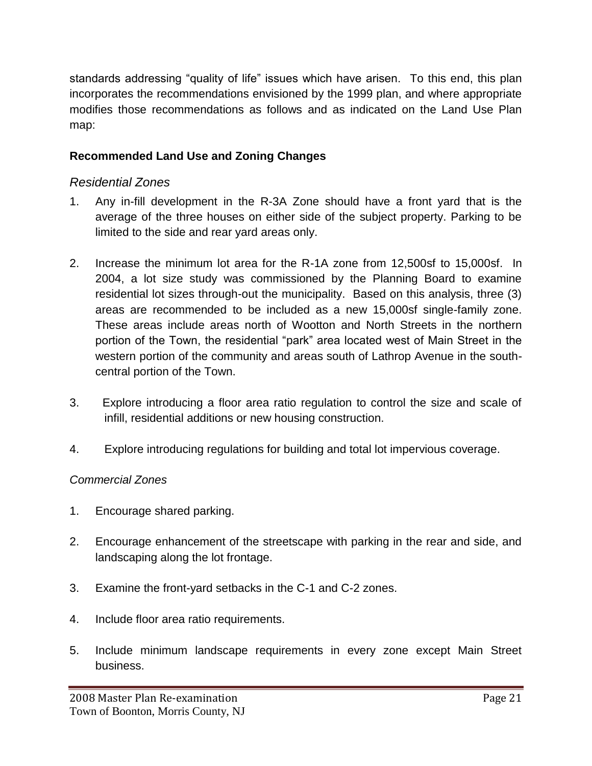standards addressing "quality of life" issues which have arisen. To this end, this plan incorporates the recommendations envisioned by the 1999 plan, and where appropriate modifies those recommendations as follows and as indicated on the Land Use Plan map:

**Recommended Land Use and Zoning Changes**

*Residential Zones*

1. Any in-fill development in the R-3A Zone should have a front yard that is the average of the three houses on either side of the subject property. Parking to be limited to the side and rear yard areas only.

2. Increase the minimum lot area for the R-1A zone from 12,500sf to 15,000sf. In 2004, a lot size study was commissioned by the Planning Board to examine residential lot sizes through-out the municipality. Based on this analysis, three (3) areas are recommended to be included as a new 15,000sf single-family zone. These areas include areas north of Wootton and North Streets in the northern portion of the Town, the residential "park" area located west of Main Street in the western portion of the community and areas south of Lathrop Avenue in the south-central portion of the Town.

3. Explore introducing a floor area ratio regulation to control the size and scale of infill, residential additions or new housing construction.

4. Explore introducing regulations for building and total lot impervious coverage.

*Commercial Zones*

1. Encourage shared parking.

2. Encourage enhancement of the streetscape with parking in the rear and side, and landscaping along the lot frontage.

3. Examine the front-yard setbacks in the C-1 and C-2 zones.

4. Include floor area ratio requirements.

5. Include minimum landscape requirements in every zone except Main Street business.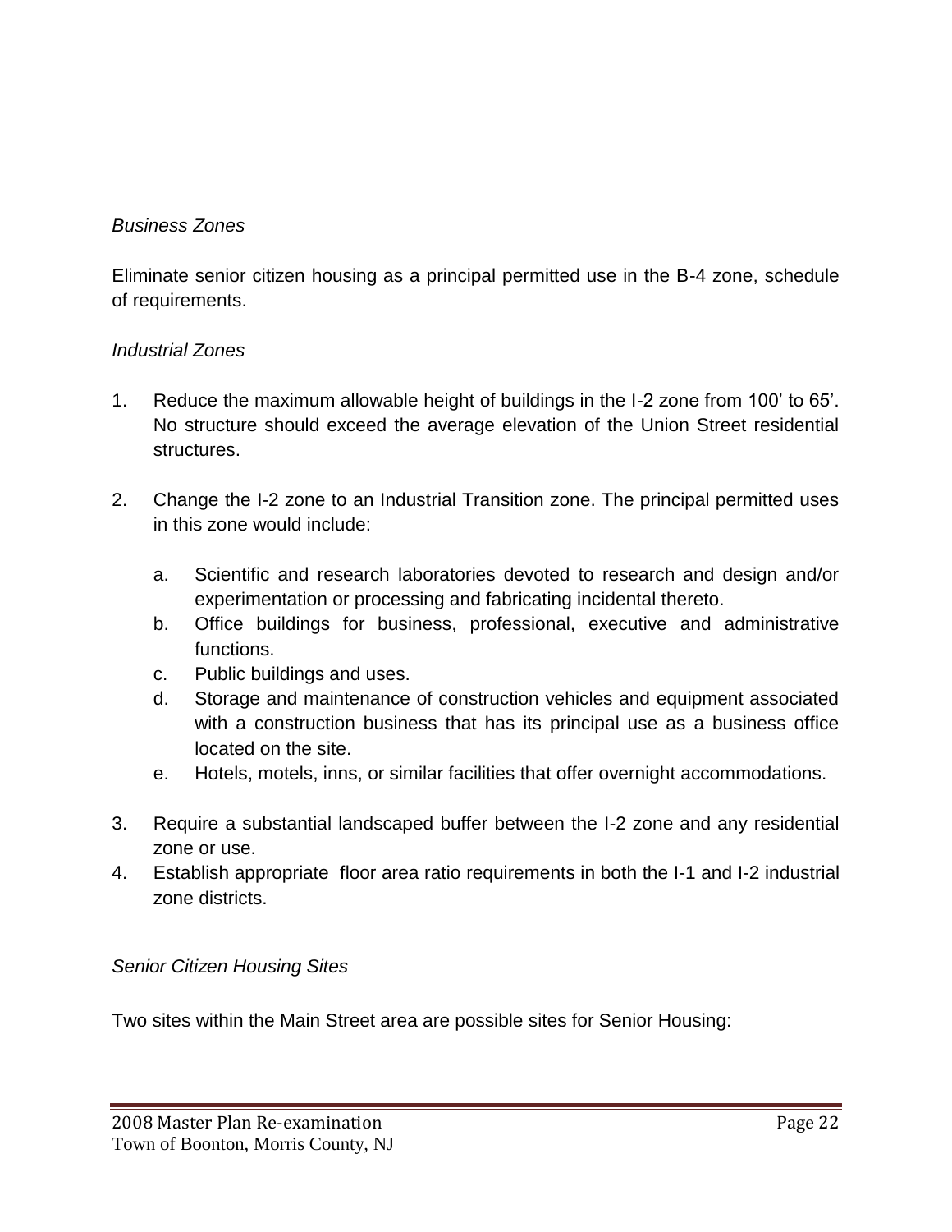*Business Zones*

Eliminate senior citizen housing as a principal permitted use in the B-4 zone, schedule of requirements.

*Industrial Zones*

1. Reduce the maximum allowable height of buildings in the I-2 zone from 100' to 65'. No structure should exceed the average elevation of the Union Street residential structures.

2. Change the I-2 zone to an Industrial Transition zone. The principal permitted uses in this zone would include:

   a. Scientific and research laboratories devoted to research and design and/or experimentation or processing and fabricating incidental thereto.
   b. Office buildings for business, professional, executive and administrative functions.
   c. Public buildings and uses.
   d. Storage and maintenance of construction vehicles and equipment associated with a construction business that has its principal use as a business office located on the site.
   e. Hotels, motels, inns, or similar facilities that offer overnight accommodations.

3. Require a substantial landscaped buffer between the I-2 zone and any residential zone or use.
4. Establish appropriate floor area ratio requirements in both the I-1 and I-2 industrial zone districts.

*Senior Citizen Housing Sites*

Two sites within the Main Street area are possible sites for Senior Housing: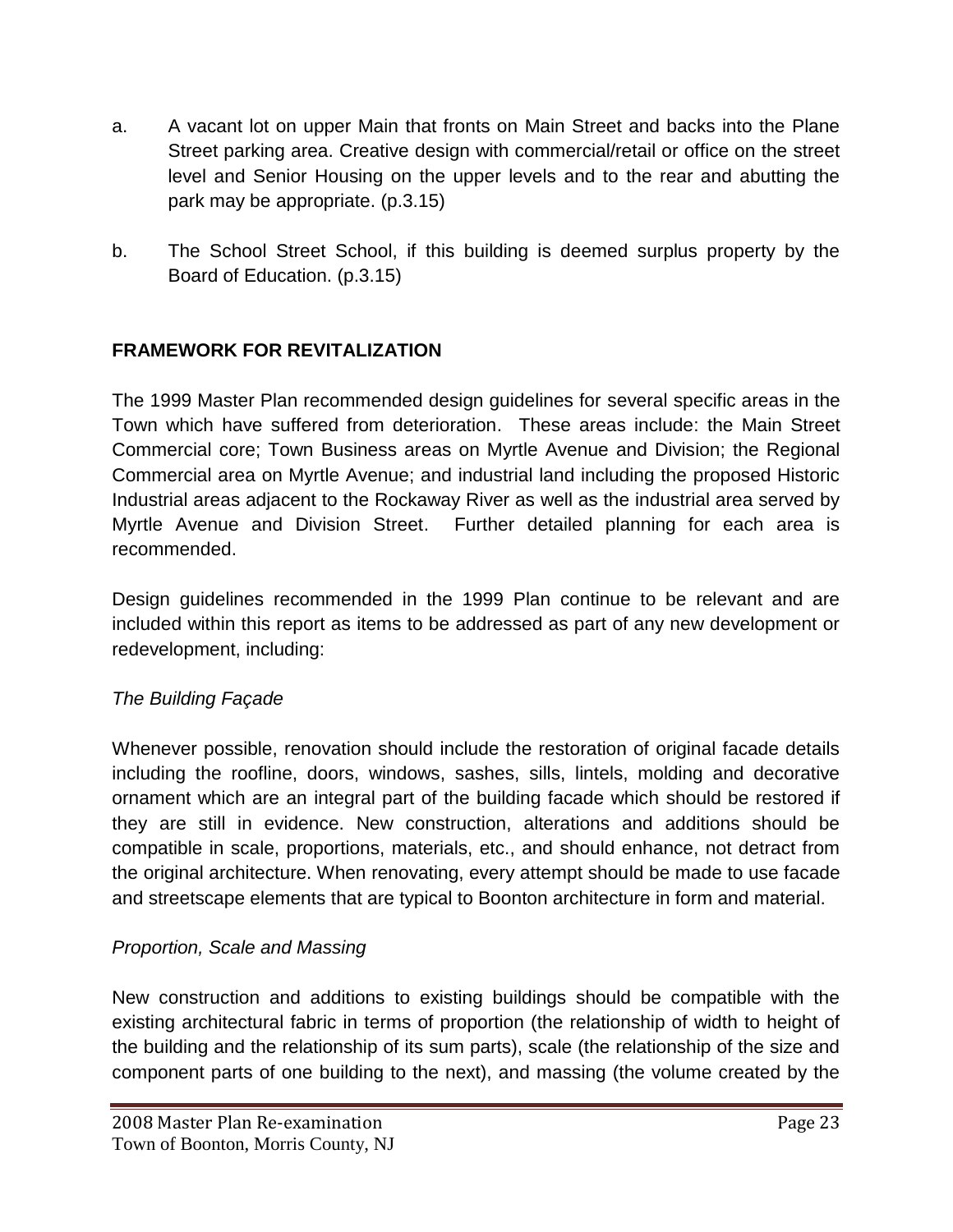a. A vacant lot on upper Main that fronts on Main Street and backs into the Plane Street parking area. Creative design with commercial/retail or office on the street level and Senior Housing on the upper levels and to the rear and abutting the park may be appropriate. (p.3.15)

b. The School Street School, if this building is deemed surplus property by the Board of Education. (p.3.15)

## FRAMEWORK FOR REVITALIZATION

The 1999 Master Plan recommended design guidelines for several specific areas in the Town which have suffered from deterioration. These areas include: the Main Street Commercial core; Town Business areas on Myrtle Avenue and Division; the Regional Commercial area on Myrtle Avenue; and industrial land including the proposed Historic Industrial areas adjacent to the Rockaway River as well as the industrial area served by Myrtle Avenue and Division Street. Further detailed planning for each area is recommended.

Design guidelines recommended in the 1999 Plan continue to be relevant and are included within this report as items to be addressed as part of any new development or redevelopment, including:

*The Building Façade*

Whenever possible, renovation should include the restoration of original facade details including the roofline, doors, windows, sashes, sills, lintels, molding and decorative ornament which are an integral part of the building facade which should be restored if they are still in evidence. New construction, alterations and additions should be compatible in scale, proportions, materials, etc., and should enhance, not detract from the original architecture. When renovating, every attempt should be made to use facade and streetscape elements that are typical to Boonton architecture in form and material.

*Proportion, Scale and Massing*

New construction and additions to existing buildings should be compatible with the existing architectural fabric in terms of proportion (the relationship of width to height of the building and the relationship of its sum parts), scale (the relationship of the size and component parts of one building to the next), and massing (the volume created by the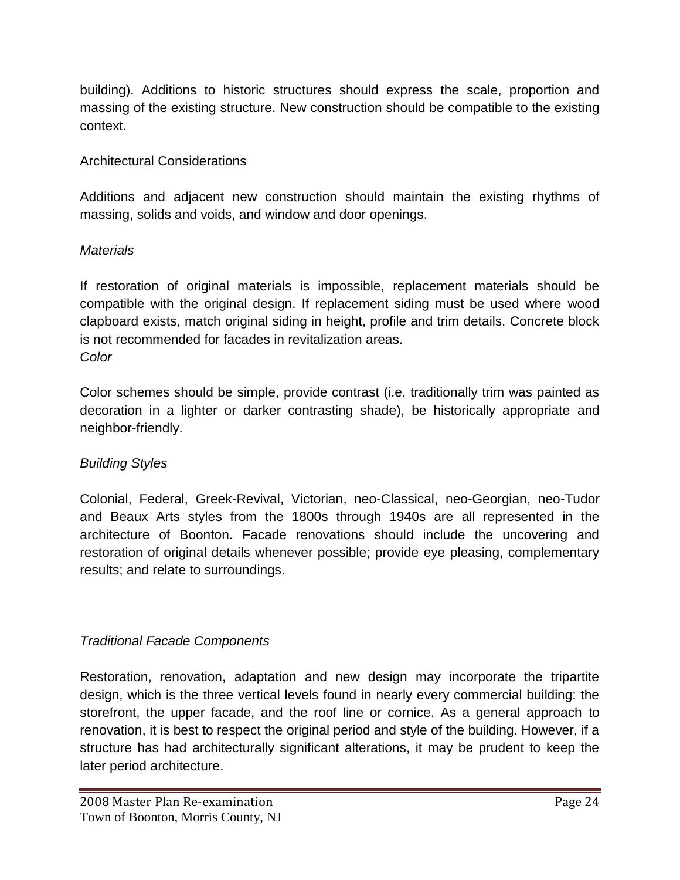building). Additions to historic structures should express the scale, proportion and massing of the existing structure. New construction should be compatible to the existing context.

Architectural Considerations

Additions and adjacent new construction should maintain the existing rhythms of massing, solids and voids, and window and door openings.

*Materials*

If restoration of original materials is impossible, replacement materials should be compatible with the original design. If replacement siding must be used where wood clapboard exists, match original siding in height, profile and trim details. Concrete block is not recommended for facades in revitalization areas.

*Color*

Color schemes should be simple, provide contrast (i.e. traditionally trim was painted as decoration in a lighter or darker contrasting shade), be historically appropriate and neighbor-friendly.

*Building Styles*

Colonial, Federal, Greek-Revival, Victorian, neo-Classical, neo-Georgian, neo-Tudor and Beaux Arts styles from the 1800s through 1940s are all represented in the architecture of Boonton. Facade renovations should include the uncovering and restoration of original details whenever possible; provide eye pleasing, complementary results; and relate to surroundings.

*Traditional Facade Components*

Restoration, renovation, adaptation and new design may incorporate the tripartite design, which is the three vertical levels found in nearly every commercial building: the storefront, the upper facade, and the roof line or cornice. As a general approach to renovation, it is best to respect the original period and style of the building. However, if a structure has had architecturally significant alterations, it may be prudent to keep the later period architecture.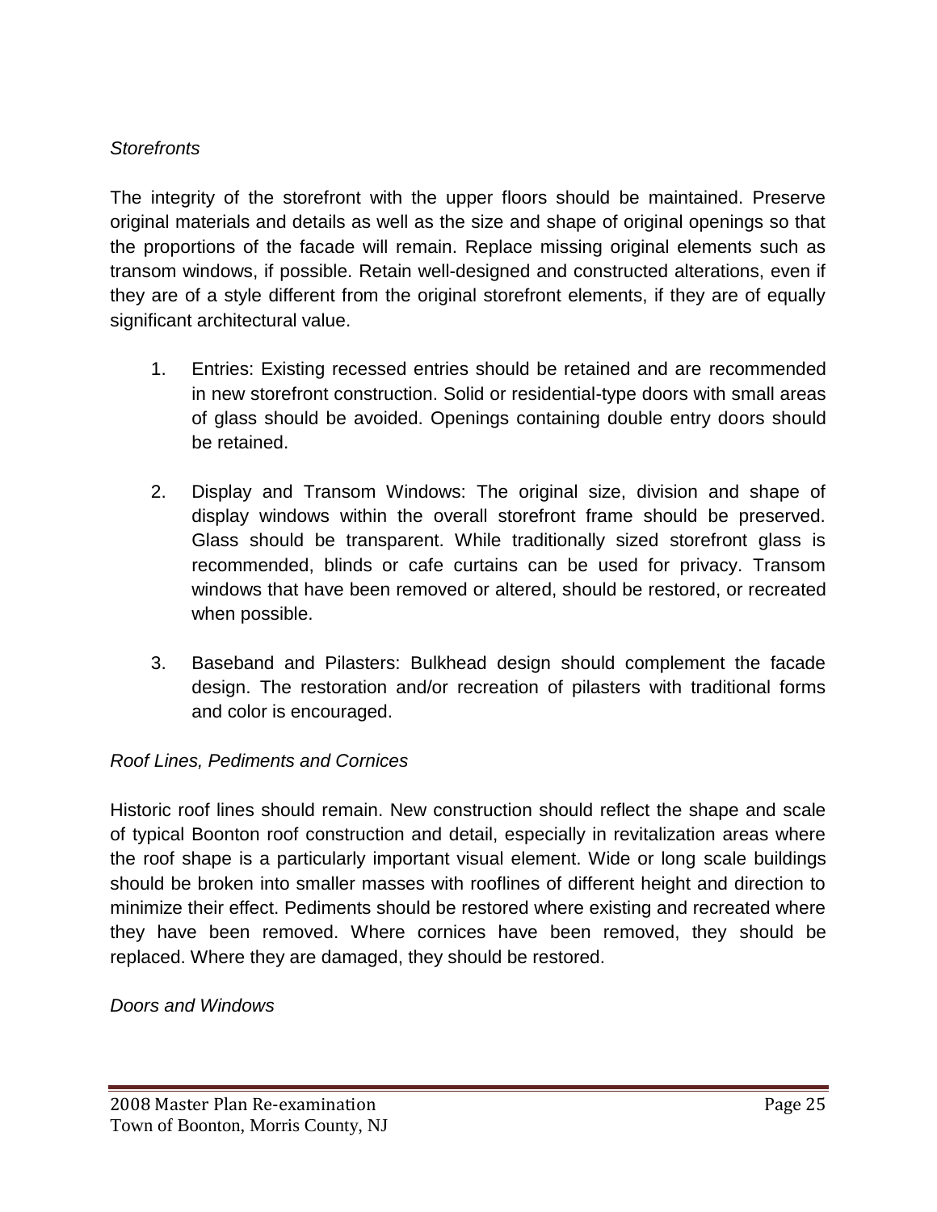*Storefronts*

The integrity of the storefront with the upper floors should be maintained. Preserve original materials and details as well as the size and shape of original openings so that the proportions of the facade will remain. Replace missing original elements such as transom windows, if possible. Retain well-designed and constructed alterations, even if they are of a style different from the original storefront elements, if they are of equally significant architectural value.

1. Entries: Existing recessed entries should be retained and are recommended in new storefront construction. Solid or residential-type doors with small areas of glass should be avoided. Openings containing double entry doors should be retained.

2. Display and Transom Windows: The original size, division and shape of display windows within the overall storefront frame should be preserved. Glass should be transparent. While traditionally sized storefront glass is recommended, blinds or cafe curtains can be used for privacy. Transom windows that have been removed or altered, should be restored, or recreated when possible.

3. Baseband and Pilasters: Bulkhead design should complement the facade design. The restoration and/or recreation of pilasters with traditional forms and color is encouraged.

*Roof Lines, Pediments and Cornices*

Historic roof lines should remain. New construction should reflect the shape and scale of typical Boonton roof construction and detail, especially in revitalization areas where the roof shape is a particularly important visual element. Wide or long scale buildings should be broken into smaller masses with rooflines of different height and direction to minimize their effect. Pediments should be restored where existing and recreated where they have been removed. Where cornices have been removed, they should be replaced. Where they are damaged, they should be restored.

*Doors and Windows*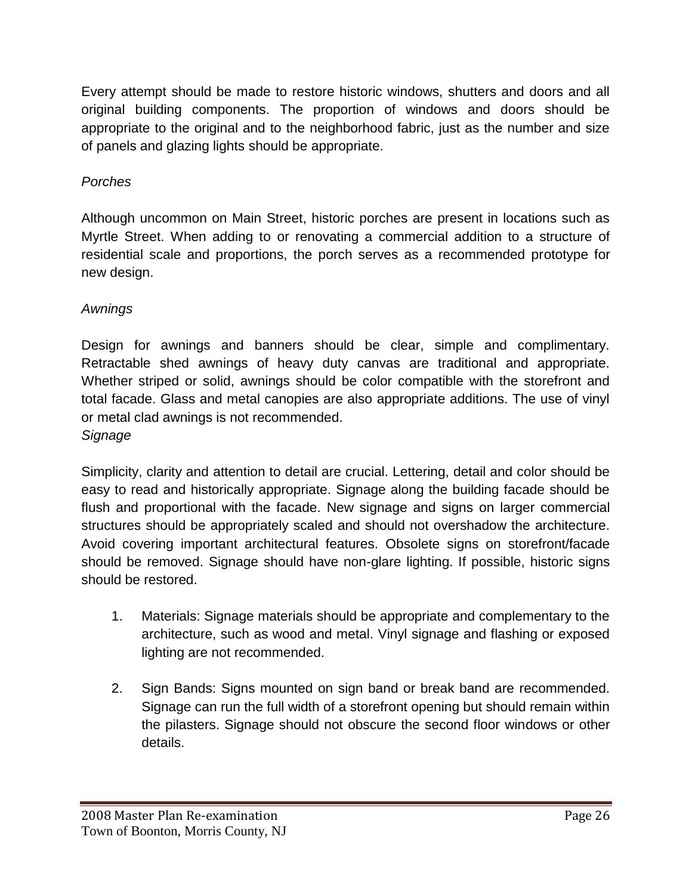Every attempt should be made to restore historic windows, shutters and doors and all original building components. The proportion of windows and doors should be appropriate to the original and to the neighborhood fabric, just as the number and size of panels and glazing lights should be appropriate.

*Porches*

Although uncommon on Main Street, historic porches are present in locations such as Myrtle Street. When adding to or renovating a commercial addition to a structure of residential scale and proportions, the porch serves as a recommended prototype for new design.

*Awnings*

Design for awnings and banners should be clear, simple and complimentary. Retractable shed awnings of heavy duty canvas are traditional and appropriate. Whether striped or solid, awnings should be color compatible with the storefront and total facade. Glass and metal canopies are also appropriate additions. The use of vinyl or metal clad awnings is not recommended.

*Signage*

Simplicity, clarity and attention to detail are crucial. Lettering, detail and color should be easy to read and historically appropriate. Signage along the building facade should be flush and proportional with the facade. New signage and signs on larger commercial structures should be appropriately scaled and should not overshadow the architecture. Avoid covering important architectural features. Obsolete signs on storefront/facade should be removed. Signage should have non-glare lighting. If possible, historic signs should be restored.

1. Materials: Signage materials should be appropriate and complementary to the architecture, such as wood and metal. Vinyl signage and flashing or exposed lighting are not recommended.

2. Sign Bands: Signs mounted on sign band or break band are recommended. Signage can run the full width of a storefront opening but should remain within the pilasters. Signage should not obscure the second floor windows or other details.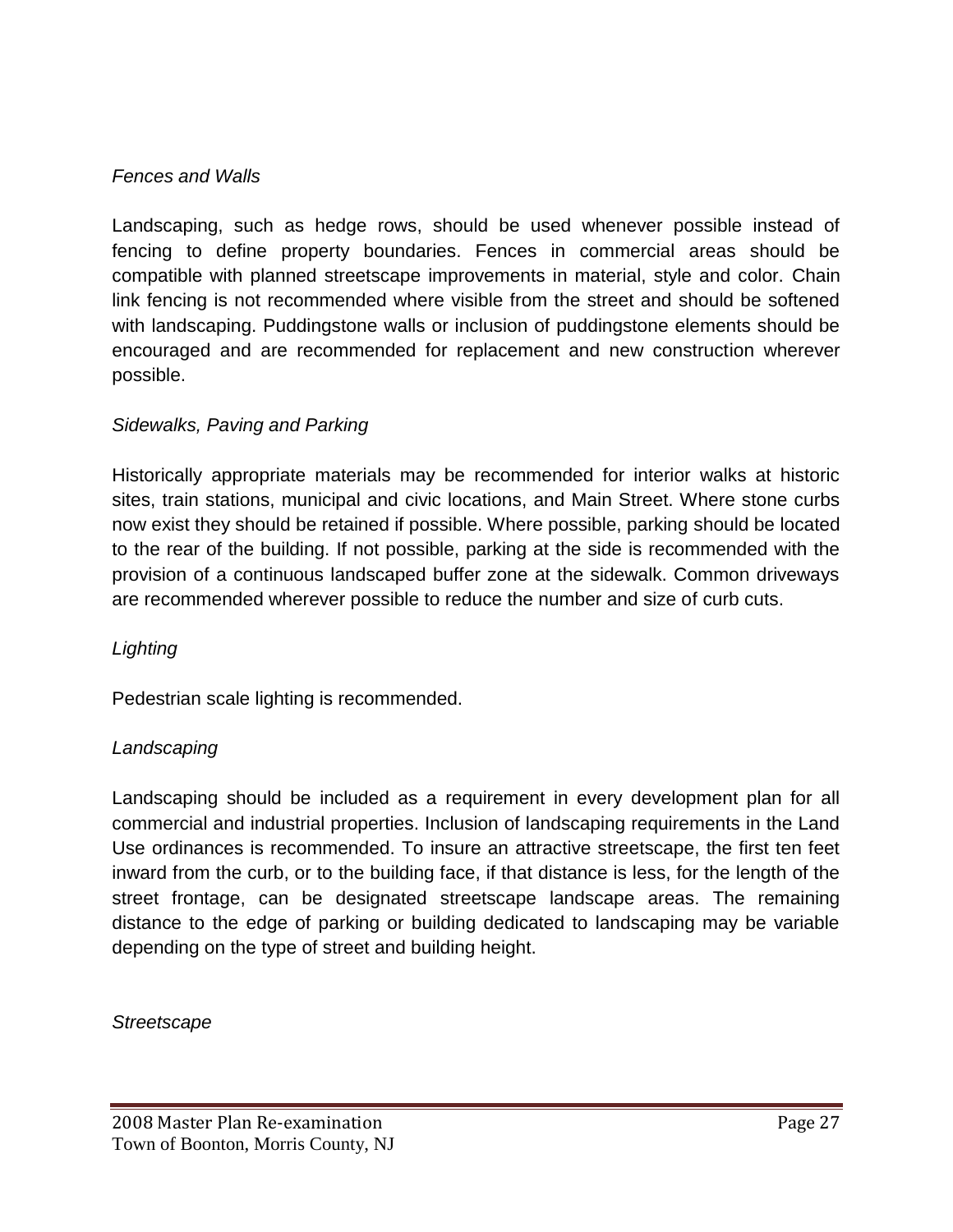*Fences and Walls*

Landscaping, such as hedge rows, should be used whenever possible instead of fencing to define property boundaries. Fences in commercial areas should be compatible with planned streetscape improvements in material, style and color. Chain link fencing is not recommended where visible from the street and should be softened with landscaping. Puddingstone walls or inclusion of puddingstone elements should be encouraged and are recommended for replacement and new construction wherever possible.

*Sidewalks, Paving and Parking*

Historically appropriate materials may be recommended for interior walks at historic sites, train stations, municipal and civic locations, and Main Street. Where stone curbs now exist they should be retained if possible. Where possible, parking should be located to the rear of the building. If not possible, parking at the side is recommended with the provision of a continuous landscaped buffer zone at the sidewalk. Common driveways are recommended wherever possible to reduce the number and size of curb cuts.

*Lighting*

Pedestrian scale lighting is recommended.

*Landscaping*

Landscaping should be included as a requirement in every development plan for all commercial and industrial properties. Inclusion of landscaping requirements in the Land Use ordinances is recommended. To insure an attractive streetscape, the first ten feet inward from the curb, or to the building face, if that distance is less, for the length of the street frontage, can be designated streetscape landscape areas. The remaining distance to the edge of parking or building dedicated to landscaping may be variable depending on the type of street and building height.

*Streetscape*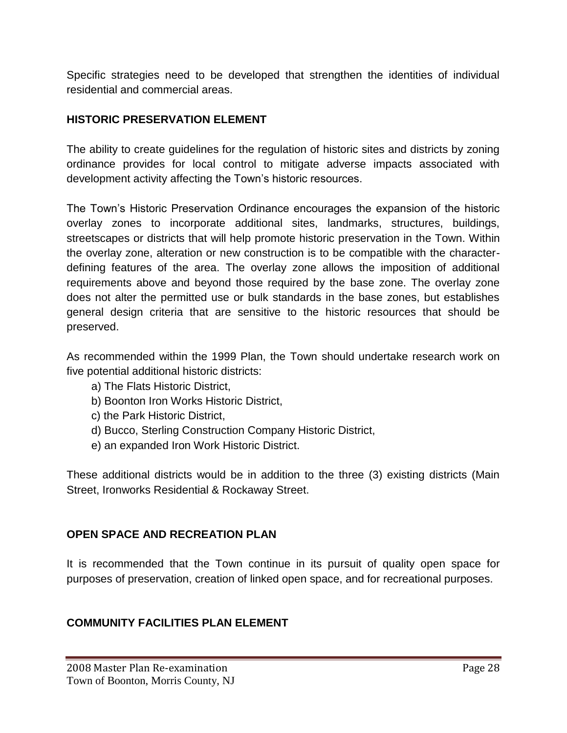Specific strategies need to be developed that strengthen the identities of individual residential and commercial areas.

## HISTORIC PRESERVATION ELEMENT

The ability to create guidelines for the regulation of historic sites and districts by zoning ordinance provides for local control to mitigate adverse impacts associated with development activity affecting the Town's historic resources.

The Town's Historic Preservation Ordinance encourages the expansion of the historic overlay zones to incorporate additional sites, landmarks, structures, buildings, streetscapes or districts that will help promote historic preservation in the Town. Within the overlay zone, alteration or new construction is to be compatible with the character-defining features of the area. The overlay zone allows the imposition of additional requirements above and beyond those required by the base zone. The overlay zone does not alter the permitted use or bulk standards in the base zones, but establishes general design criteria that are sensitive to the historic resources that should be preserved.

As recommended within the 1999 Plan, the Town should undertake research work on five potential additional historic districts:

a) The Flats Historic District,
b) Boonton Iron Works Historic District,
c) the Park Historic District,
d) Bucco, Sterling Construction Company Historic District,
e) an expanded Iron Work Historic District.

These additional districts would be in addition to the three (3) existing districts (Main Street, Ironworks Residential & Rockaway Street.

## OPEN SPACE AND RECREATION PLAN

It is recommended that the Town continue in its pursuit of quality open space for purposes of preservation, creation of linked open space, and for recreational purposes.

## COMMUNITY FACILITIES PLAN ELEMENT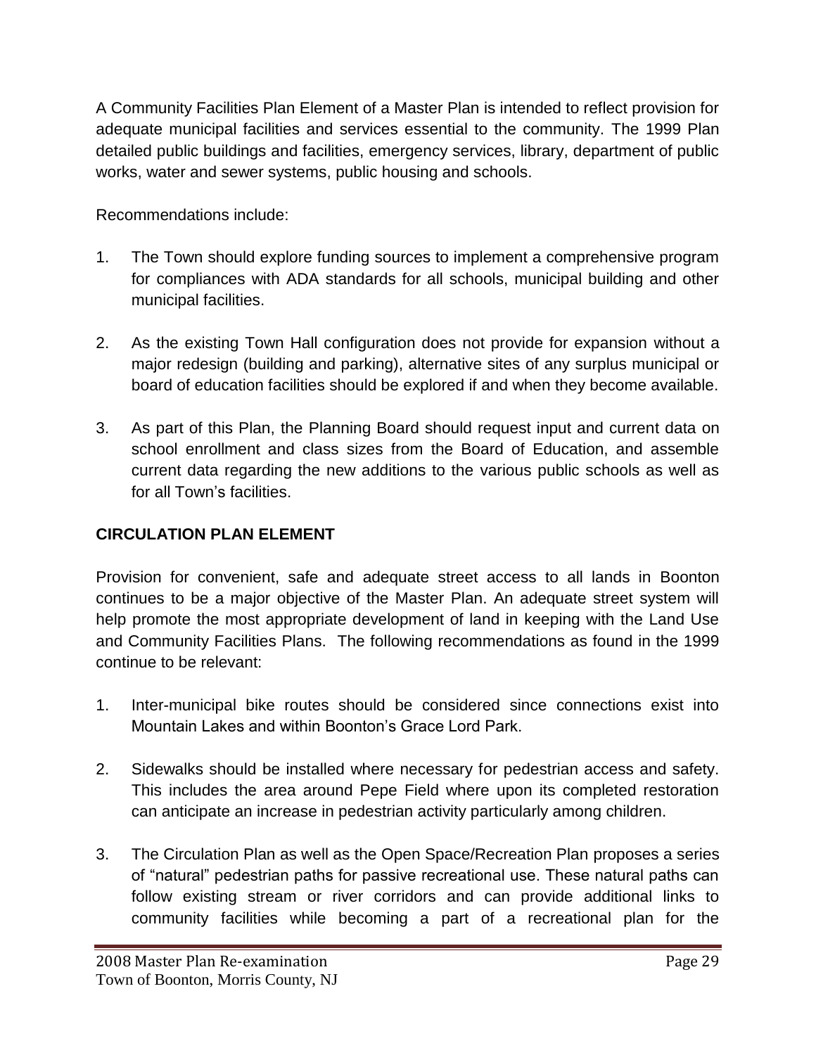A Community Facilities Plan Element of a Master Plan is intended to reflect provision for adequate municipal facilities and services essential to the community. The 1999 Plan detailed public buildings and facilities, emergency services, library, department of public works, water and sewer systems, public housing and schools.

Recommendations include:

1. The Town should explore funding sources to implement a comprehensive program for compliances with ADA standards for all schools, municipal building and other municipal facilities.

2. As the existing Town Hall configuration does not provide for expansion without a major redesign (building and parking), alternative sites of any surplus municipal or board of education facilities should be explored if and when they become available.

3. As part of this Plan, the Planning Board should request input and current data on school enrollment and class sizes from the Board of Education, and assemble current data regarding the new additions to the various public schools as well as for all Town's facilities.

## CIRCULATION PLAN ELEMENT

Provision for convenient, safe and adequate street access to all lands in Boonton continues to be a major objective of the Master Plan. An adequate street system will help promote the most appropriate development of land in keeping with the Land Use and Community Facilities Plans. The following recommendations as found in the 1999 continue to be relevant:

1. Inter-municipal bike routes should be considered since connections exist into Mountain Lakes and within Boonton's Grace Lord Park.

2. Sidewalks should be installed where necessary for pedestrian access and safety. This includes the area around Pepe Field where upon its completed restoration can anticipate an increase in pedestrian activity particularly among children.

3. The Circulation Plan as well as the Open Space/Recreation Plan proposes a series of "natural" pedestrian paths for passive recreational use. These natural paths can follow existing stream or river corridors and can provide additional links to community facilities while becoming a part of a recreational plan for the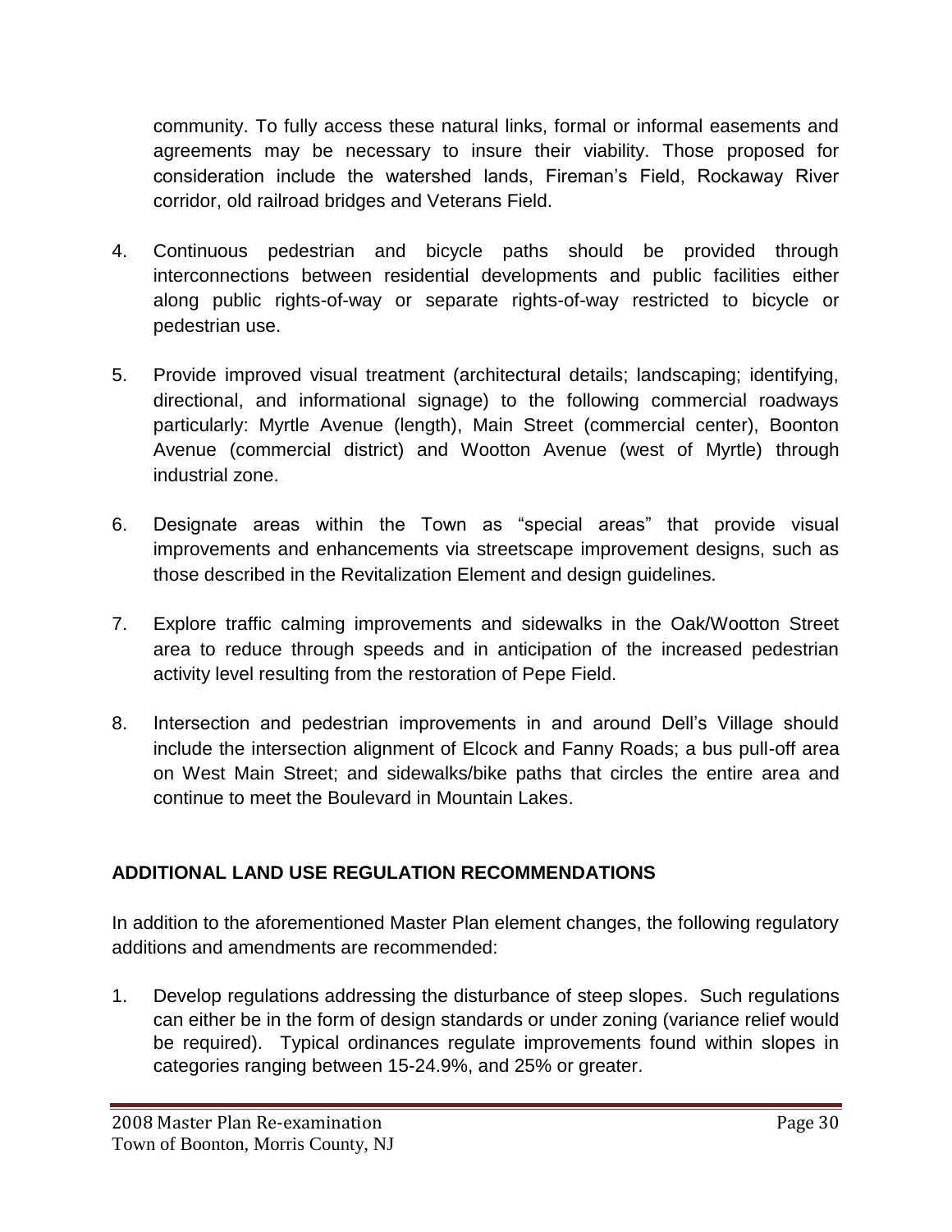community. To fully access these natural links, formal or informal easements and agreements may be necessary to insure their viability. Those proposed for consideration include the watershed lands, Fireman's Field, Rockaway River corridor, old railroad bridges and Veterans Field.

4. Continuous pedestrian and bicycle paths should be provided through interconnections between residential developments and public facilities either along public rights-of-way or separate rights-of-way restricted to bicycle or pedestrian use.

5. Provide improved visual treatment (architectural details; landscaping; identifying, directional, and informational signage) to the following commercial roadways particularly: Myrtle Avenue (length), Main Street (commercial center), Boonton Avenue (commercial district) and Wootton Avenue (west of Myrtle) through industrial zone.

6. Designate areas within the Town as "special areas" that provide visual improvements and enhancements via streetscape improvement designs, such as those described in the Revitalization Element and design guidelines.

7. Explore traffic calming improvements and sidewalks in the Oak/Wootton Street area to reduce through speeds and in anticipation of the increased pedestrian activity level resulting from the restoration of Pepe Field.

8. Intersection and pedestrian improvements in and around Dell's Village should include the intersection alignment of Elcock and Fanny Roads; a bus pull-off area on West Main Street; and sidewalks/bike paths that circles the entire area and continue to meet the Boulevard in Mountain Lakes.

## ADDITIONAL LAND USE REGULATION RECOMMENDATIONS

In addition to the aforementioned Master Plan element changes, the following regulatory additions and amendments are recommended:

1. Develop regulations addressing the disturbance of steep slopes. Such regulations can either be in the form of design standards or under zoning (variance relief would be required). Typical ordinances regulate improvements found within slopes in categories ranging between 15-24.9%, and 25% or greater.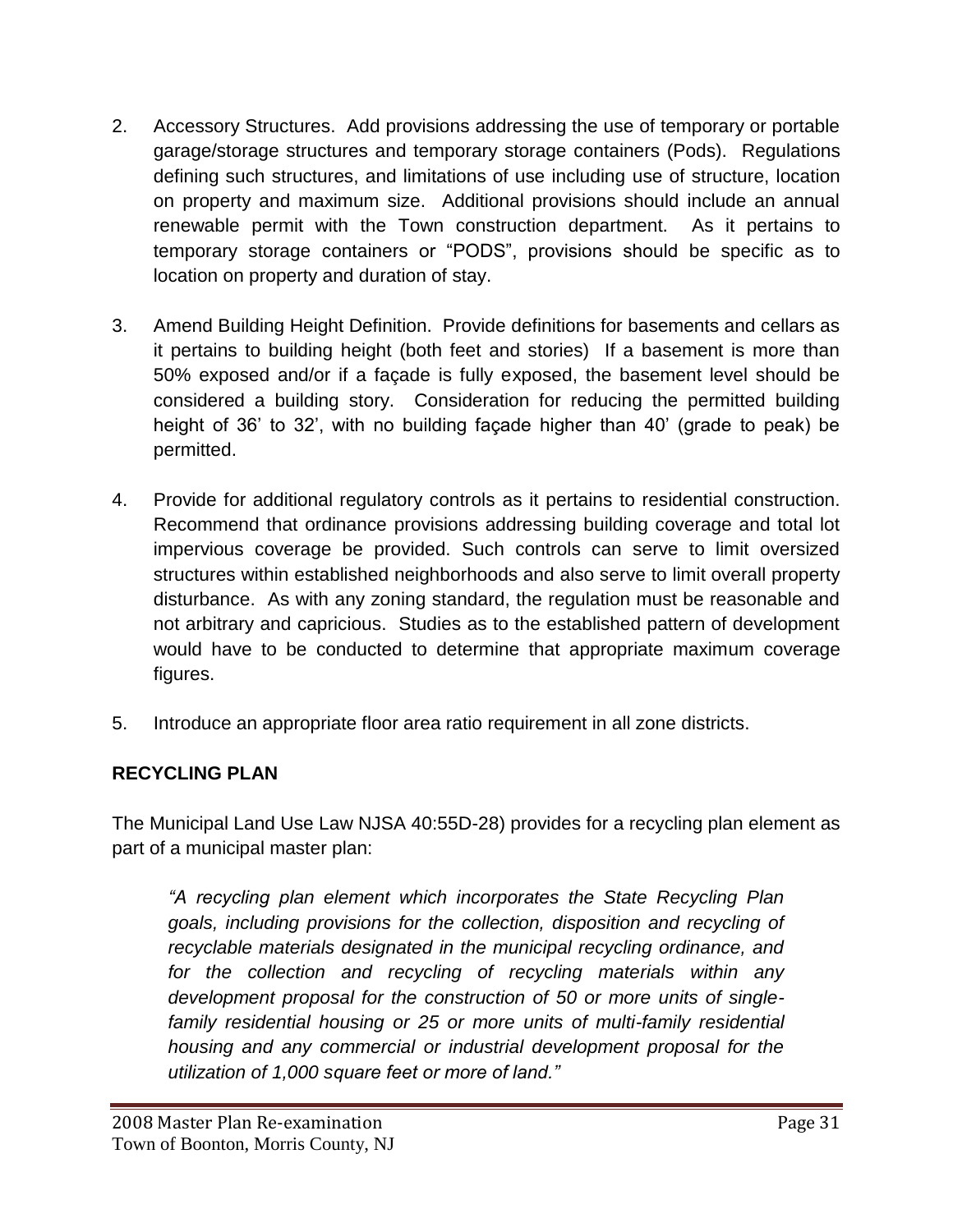2. Accessory Structures. Add provisions addressing the use of temporary or portable garage/storage structures and temporary storage containers (Pods). Regulations defining such structures, and limitations of use including use of structure, location on property and maximum size. Additional provisions should include an annual renewable permit with the Town construction department. As it pertains to temporary storage containers or "PODS", provisions should be specific as to location on property and duration of stay.

3. Amend Building Height Definition. Provide definitions for basements and cellars as it pertains to building height (both feet and stories) If a basement is more than 50% exposed and/or if a façade is fully exposed, the basement level should be considered a building story. Consideration for reducing the permitted building height of 36' to 32', with no building façade higher than 40' (grade to peak) be permitted.

4. Provide for additional regulatory controls as it pertains to residential construction. Recommend that ordinance provisions addressing building coverage and total lot impervious coverage be provided. Such controls can serve to limit oversized structures within established neighborhoods and also serve to limit overall property disturbance. As with any zoning standard, the regulation must be reasonable and not arbitrary and capricious. Studies as to the established pattern of development would have to be conducted to determine that appropriate maximum coverage figures.

5. Introduce an appropriate floor area ratio requirement in all zone districts.

**RECYCLING PLAN**

The Municipal Land Use Law NJSA 40:55D-28) provides for a recycling plan element as part of a municipal master plan:

> *"A recycling plan element which incorporates the State Recycling Plan goals, including provisions for the collection, disposition and recycling of recyclable materials designated in the municipal recycling ordinance, and for the collection and recycling of recycling materials within any development proposal for the construction of 50 or more units of single-family residential housing or 25 or more units of multi-family residential housing and any commercial or industrial development proposal for the utilization of 1,000 square feet or more of land."*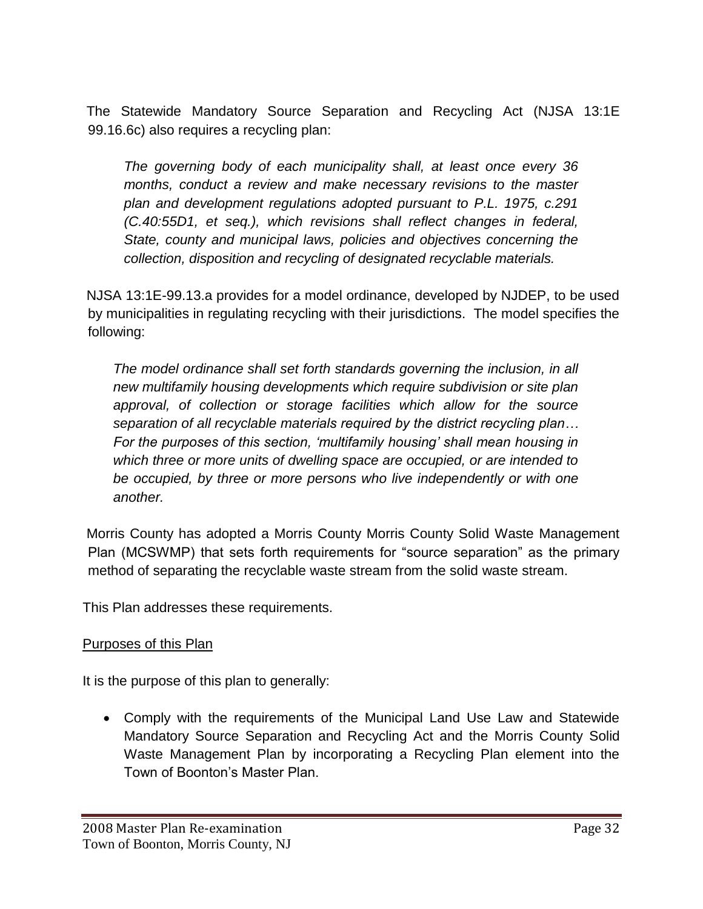The Statewide Mandatory Source Separation and Recycling Act (NJSA 13:1E 99.16.6c) also requires a recycling plan:

> *The governing body of each municipality shall, at least once every 36 months, conduct a review and make necessary revisions to the master plan and development regulations adopted pursuant to P.L. 1975, c.291 (C.40:55D1, et seq.), which revisions shall reflect changes in federal, State, county and municipal laws, policies and objectives concerning the collection, disposition and recycling of designated recyclable materials.*

NJSA 13:1E-99.13.a provides for a model ordinance, developed by NJDEP, to be used by municipalities in regulating recycling with their jurisdictions. The model specifies the following:

> *The model ordinance shall set forth standards governing the inclusion, in all new multifamily housing developments which require subdivision or site plan approval, of collection or storage facilities which allow for the source separation of all recyclable materials required by the district recycling plan… For the purposes of this section, 'multifamily housing' shall mean housing in which three or more units of dwelling space are occupied, or are intended to be occupied, by three or more persons who live independently or with one another.*

Morris County has adopted a Morris County Morris County Solid Waste Management Plan (MCSWMP) that sets forth requirements for "source separation" as the primary method of separating the recyclable waste stream from the solid waste stream.

This Plan addresses these requirements.

<u>Purposes of this Plan</u>

It is the purpose of this plan to generally:

- Comply with the requirements of the Municipal Land Use Law and Statewide Mandatory Source Separation and Recycling Act and the Morris County Solid Waste Management Plan by incorporating a Recycling Plan element into the Town of Boonton's Master Plan.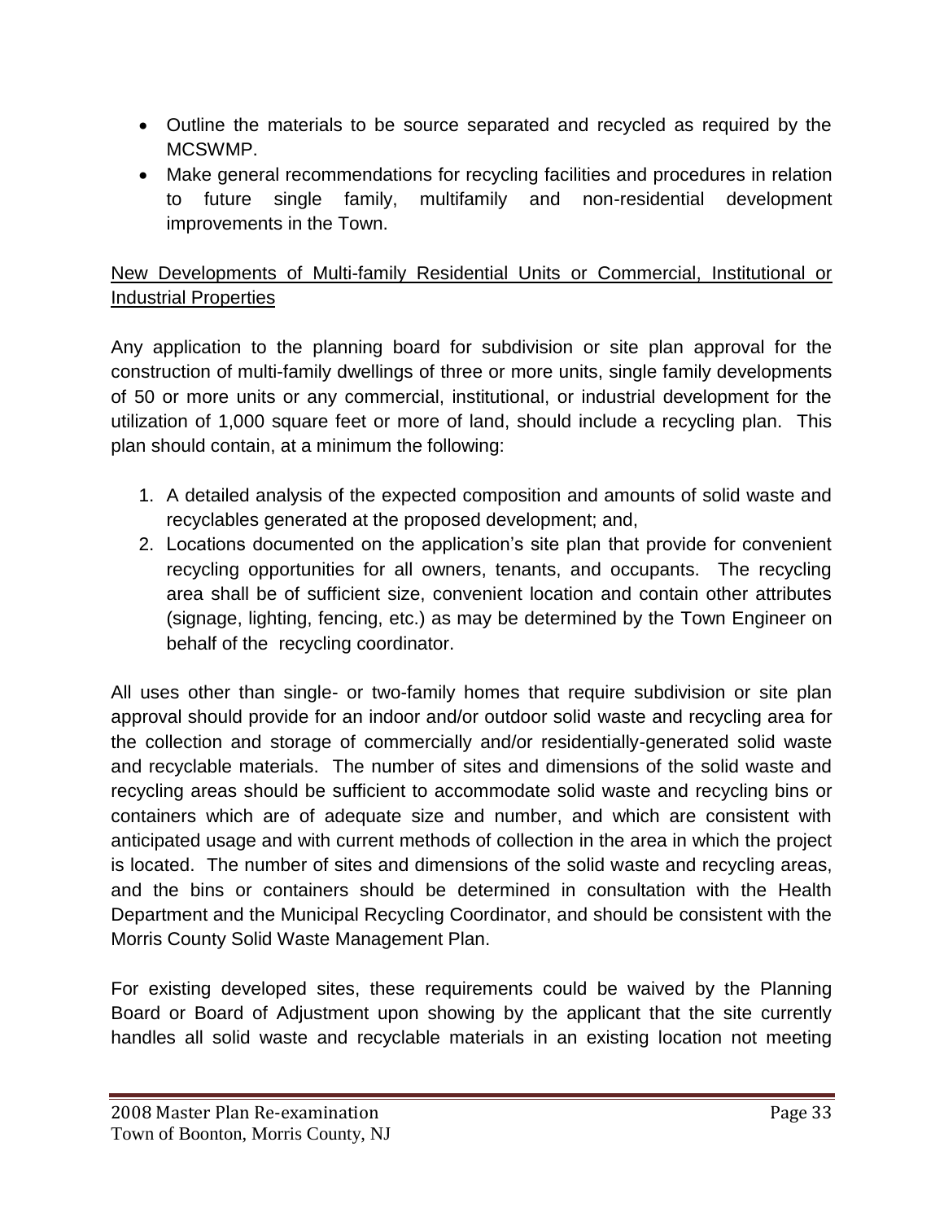- Outline the materials to be source separated and recycled as required by the MCSWMP.
- Make general recommendations for recycling facilities and procedures in relation to future single family, multifamily and non-residential development improvements in the Town.

<u>New Developments of Multi-family Residential Units or Commercial, Institutional or Industrial Properties</u>

Any application to the planning board for subdivision or site plan approval for the construction of multi-family dwellings of three or more units, single family developments of 50 or more units or any commercial, institutional, or industrial development for the utilization of 1,000 square feet or more of land, should include a recycling plan. This plan should contain, at a minimum the following:

1. A detailed analysis of the expected composition and amounts of solid waste and recyclables generated at the proposed development; and,
2. Locations documented on the application's site plan that provide for convenient recycling opportunities for all owners, tenants, and occupants. The recycling area shall be of sufficient size, convenient location and contain other attributes (signage, lighting, fencing, etc.) as may be determined by the Town Engineer on behalf of the recycling coordinator.

All uses other than single- or two-family homes that require subdivision or site plan approval should provide for an indoor and/or outdoor solid waste and recycling area for the collection and storage of commercially and/or residentially-generated solid waste and recyclable materials. The number of sites and dimensions of the solid waste and recycling areas should be sufficient to accommodate solid waste and recycling bins or containers which are of adequate size and number, and which are consistent with anticipated usage and with current methods of collection in the area in which the project is located. The number of sites and dimensions of the solid waste and recycling areas, and the bins or containers should be determined in consultation with the Health Department and the Municipal Recycling Coordinator, and should be consistent with the Morris County Solid Waste Management Plan.

For existing developed sites, these requirements could be waived by the Planning Board or Board of Adjustment upon showing by the applicant that the site currently handles all solid waste and recyclable materials in an existing location not meeting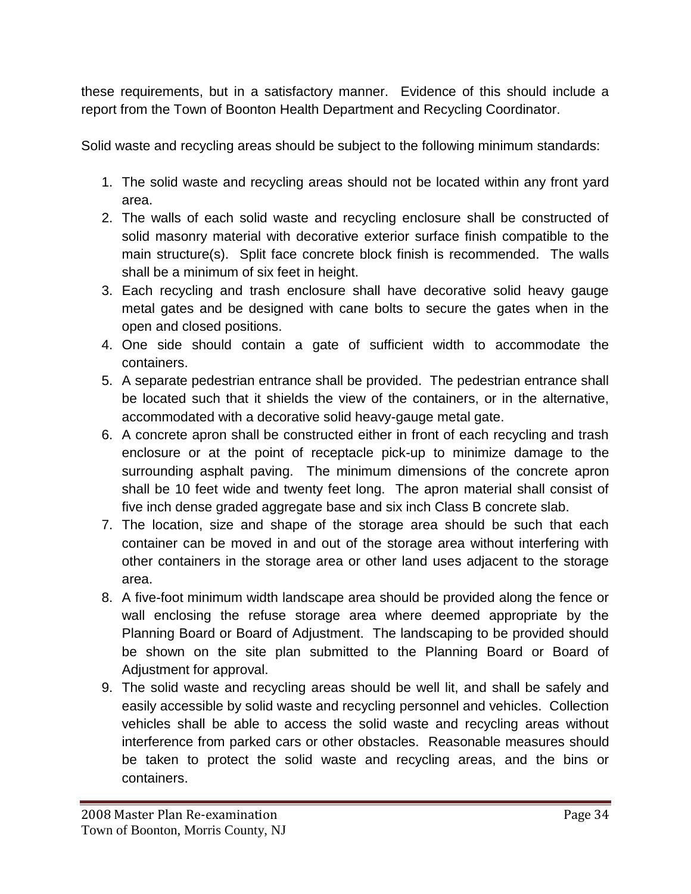these requirements, but in a satisfactory manner. Evidence of this should include a report from the Town of Boonton Health Department and Recycling Coordinator.

Solid waste and recycling areas should be subject to the following minimum standards:

1. The solid waste and recycling areas should not be located within any front yard area.
2. The walls of each solid waste and recycling enclosure shall be constructed of solid masonry material with decorative exterior surface finish compatible to the main structure(s). Split face concrete block finish is recommended. The walls shall be a minimum of six feet in height.
3. Each recycling and trash enclosure shall have decorative solid heavy gauge metal gates and be designed with cane bolts to secure the gates when in the open and closed positions.
4. One side should contain a gate of sufficient width to accommodate the containers.
5. A separate pedestrian entrance shall be provided. The pedestrian entrance shall be located such that it shields the view of the containers, or in the alternative, accommodated with a decorative solid heavy-gauge metal gate.
6. A concrete apron shall be constructed either in front of each recycling and trash enclosure or at the point of receptacle pick-up to minimize damage to the surrounding asphalt paving. The minimum dimensions of the concrete apron shall be 10 feet wide and twenty feet long. The apron material shall consist of five inch dense graded aggregate base and six inch Class B concrete slab.
7. The location, size and shape of the storage area should be such that each container can be moved in and out of the storage area without interfering with other containers in the storage area or other land uses adjacent to the storage area.
8. A five-foot minimum width landscape area should be provided along the fence or wall enclosing the refuse storage area where deemed appropriate by the Planning Board or Board of Adjustment. The landscaping to be provided should be shown on the site plan submitted to the Planning Board or Board of Adjustment for approval.
9. The solid waste and recycling areas should be well lit, and shall be safely and easily accessible by solid waste and recycling personnel and vehicles. Collection vehicles shall be able to access the solid waste and recycling areas without interference from parked cars or other obstacles. Reasonable measures should be taken to protect the solid waste and recycling areas, and the bins or containers.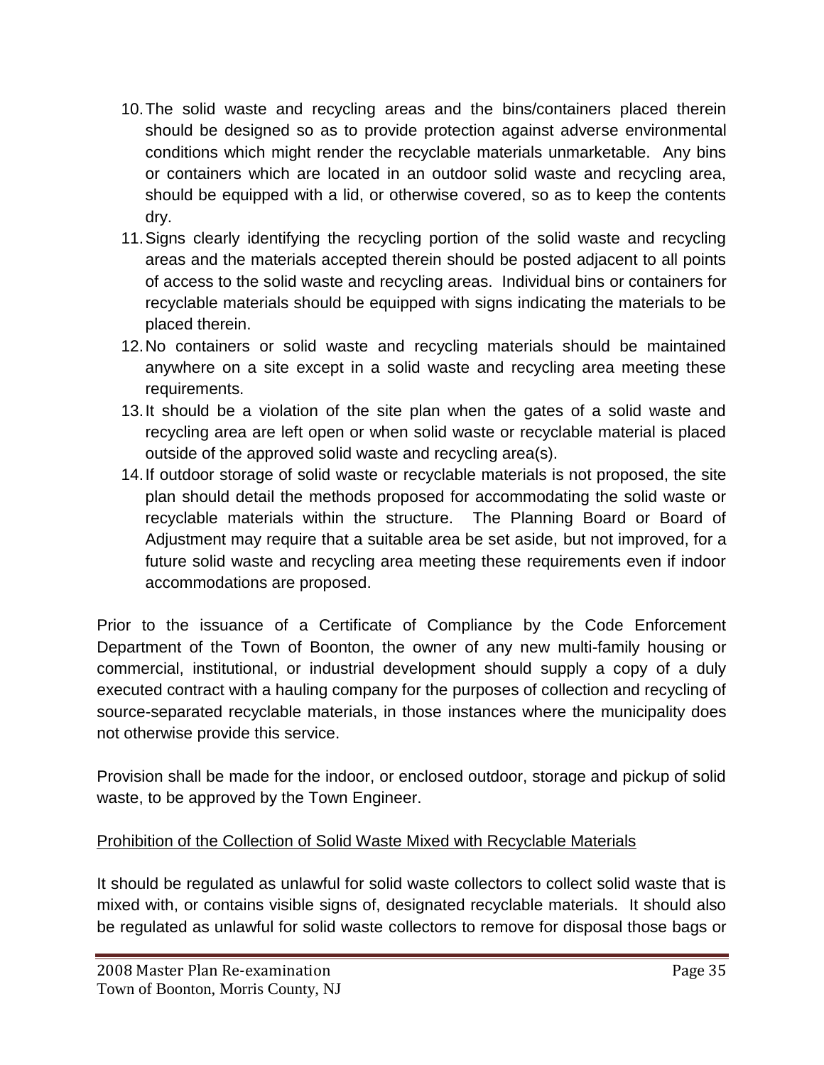10. The solid waste and recycling areas and the bins/containers placed therein should be designed so as to provide protection against adverse environmental conditions which might render the recyclable materials unmarketable. Any bins or containers which are located in an outdoor solid waste and recycling area, should be equipped with a lid, or otherwise covered, so as to keep the contents dry.
11. Signs clearly identifying the recycling portion of the solid waste and recycling areas and the materials accepted therein should be posted adjacent to all points of access to the solid waste and recycling areas. Individual bins or containers for recyclable materials should be equipped with signs indicating the materials to be placed therein.
12. No containers or solid waste and recycling materials should be maintained anywhere on a site except in a solid waste and recycling area meeting these requirements.
13. It should be a violation of the site plan when the gates of a solid waste and recycling area are left open or when solid waste or recyclable material is placed outside of the approved solid waste and recycling area(s).
14. If outdoor storage of solid waste or recyclable materials is not proposed, the site plan should detail the methods proposed for accommodating the solid waste or recyclable materials within the structure. The Planning Board or Board of Adjustment may require that a suitable area be set aside, but not improved, for a future solid waste and recycling area meeting these requirements even if indoor accommodations are proposed.

Prior to the issuance of a Certificate of Compliance by the Code Enforcement Department of the Town of Boonton, the owner of any new multi-family housing or commercial, institutional, or industrial development should supply a copy of a duly executed contract with a hauling company for the purposes of collection and recycling of source-separated recyclable materials, in those instances where the municipality does not otherwise provide this service.

Provision shall be made for the indoor, or enclosed outdoor, storage and pickup of solid waste, to be approved by the Town Engineer.

Prohibition of the Collection of Solid Waste Mixed with Recyclable Materials

It should be regulated as unlawful for solid waste collectors to collect solid waste that is mixed with, or contains visible signs of, designated recyclable materials. It should also be regulated as unlawful for solid waste collectors to remove for disposal those bags or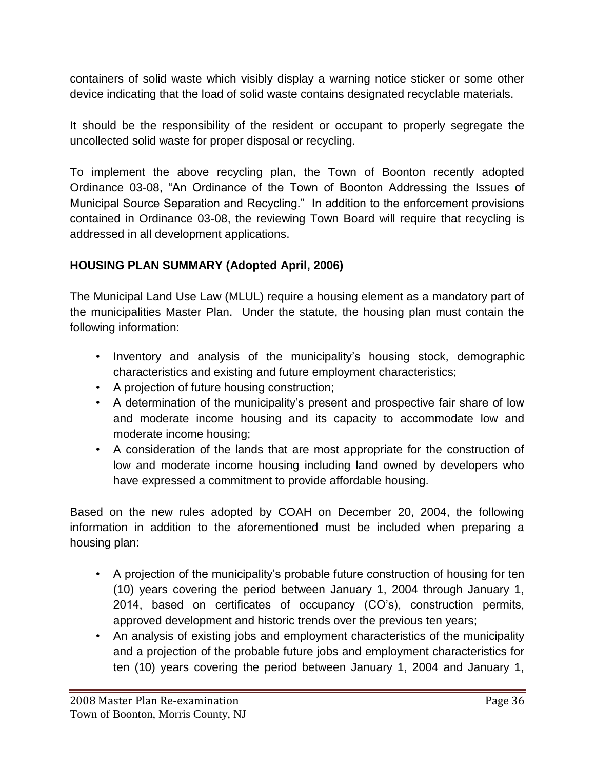containers of solid waste which visibly display a warning notice sticker or some other device indicating that the load of solid waste contains designated recyclable materials.

It should be the responsibility of the resident or occupant to properly segregate the uncollected solid waste for proper disposal or recycling.

To implement the above recycling plan, the Town of Boonton recently adopted Ordinance 03-08, "An Ordinance of the Town of Boonton Addressing the Issues of Municipal Source Separation and Recycling." In addition to the enforcement provisions contained in Ordinance 03-08, the reviewing Town Board will require that recycling is addressed in all development applications.

**HOUSING PLAN SUMMARY (Adopted April, 2006)**

The Municipal Land Use Law (MLUL) require a housing element as a mandatory part of the municipalities Master Plan. Under the statute, the housing plan must contain the following information:

- Inventory and analysis of the municipality's housing stock, demographic characteristics and existing and future employment characteristics;
- A projection of future housing construction;
- A determination of the municipality's present and prospective fair share of low and moderate income housing and its capacity to accommodate low and moderate income housing;
- A consideration of the lands that are most appropriate for the construction of low and moderate income housing including land owned by developers who have expressed a commitment to provide affordable housing.

Based on the new rules adopted by COAH on December 20, 2004, the following information in addition to the aforementioned must be included when preparing a housing plan:

- A projection of the municipality's probable future construction of housing for ten (10) years covering the period between January 1, 2004 through January 1, 2014, based on certificates of occupancy (CO's), construction permits, approved development and historic trends over the previous ten years;
- An analysis of existing jobs and employment characteristics of the municipality and a projection of the probable future jobs and employment characteristics for ten (10) years covering the period between January 1, 2004 and January 1,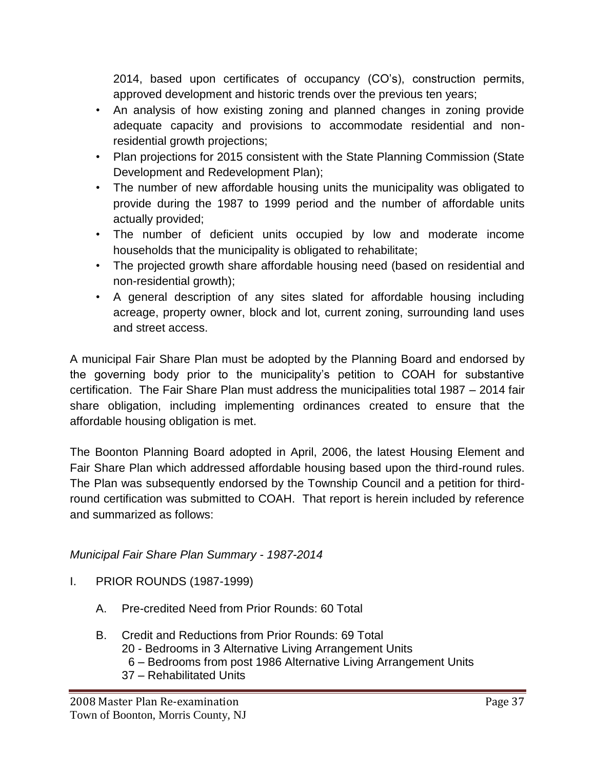2014, based upon certificates of occupancy (CO's), construction permits, approved development and historic trends over the previous ten years;

- An analysis of how existing zoning and planned changes in zoning provide adequate capacity and provisions to accommodate residential and non-residential growth projections;
- Plan projections for 2015 consistent with the State Planning Commission (State Development and Redevelopment Plan);
- The number of new affordable housing units the municipality was obligated to provide during the 1987 to 1999 period and the number of affordable units actually provided;
- The number of deficient units occupied by low and moderate income households that the municipality is obligated to rehabilitate;
- The projected growth share affordable housing need (based on residential and non-residential growth);
- A general description of any sites slated for affordable housing including acreage, property owner, block and lot, current zoning, surrounding land uses and street access.

A municipal Fair Share Plan must be adopted by the Planning Board and endorsed by the governing body prior to the municipality's petition to COAH for substantive certification. The Fair Share Plan must address the municipalities total 1987 – 2014 fair share obligation, including implementing ordinances created to ensure that the affordable housing obligation is met.

The Boonton Planning Board adopted in April, 2006, the latest Housing Element and Fair Share Plan which addressed affordable housing based upon the third-round rules. The Plan was subsequently endorsed by the Township Council and a petition for third-round certification was submitted to COAH. That report is herein included by reference and summarized as follows:

*Municipal Fair Share Plan Summary - 1987-2014*

I. PRIOR ROUNDS (1987-1999)

   A. Pre-credited Need from Prior Rounds: 60 Total

   B. Credit and Reductions from Prior Rounds: 69 Total
      20 - Bedrooms in 3 Alternative Living Arrangement Units
      6 – Bedrooms from post 1986 Alternative Living Arrangement Units
      37 – Rehabilitated Units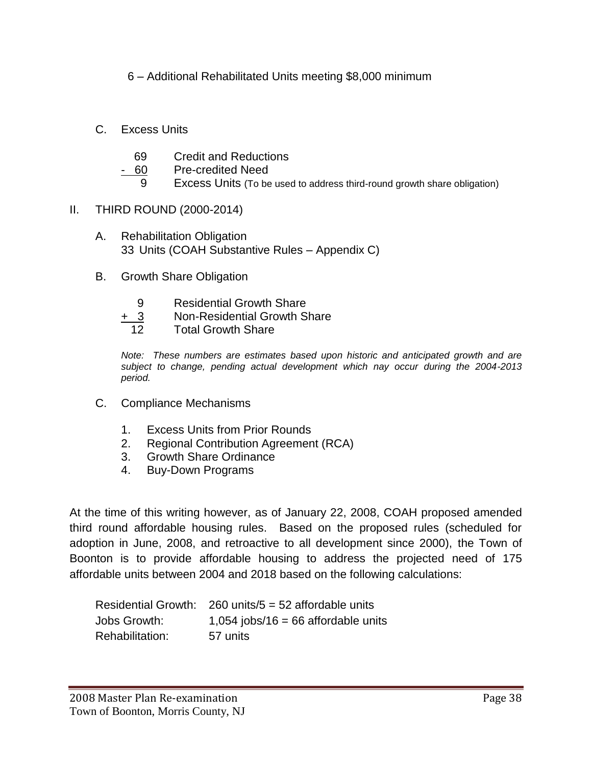6 – Additional Rehabilitated Units meeting $8,000 minimum

C. Excess Units

| | |
|---|---|
| 69 | Credit and Reductions |
| - 60 | Pre-credited Need |
| 9 | Excess Units (To be used to address third-round growth share obligation) |

II. THIRD ROUND (2000-2014)

A. Rehabilitation Obligation
33 Units (COAH Substantive Rules – Appendix C)

B. Growth Share Obligation

| | |
|---|---|
| 9 | Residential Growth Share |
| + 3 | Non-Residential Growth Share |
| 12 | Total Growth Share |

*Note: These numbers are estimates based upon historic and anticipated growth and are subject to change, pending actual development which nay occur during the 2004-2013 period.*

C. Compliance Mechanisms

1. Excess Units from Prior Rounds
2. Regional Contribution Agreement (RCA)
3. Growth Share Ordinance
4. Buy-Down Programs

At the time of this writing however, as of January 22, 2008, COAH proposed amended third round affordable housing rules. Based on the proposed rules (scheduled for adoption in June, 2008, and retroactive to all development since 2000), the Town of Boonton is to provide affordable housing to address the projected need of 175 affordable units between 2004 and 2018 based on the following calculations:

| | |
|---|---|
| Residential Growth: | 260 units/5 = 52 affordable units |
| Jobs Growth: | 1,054 jobs/16 = 66 affordable units |
| Rehabilitation: | 57 units |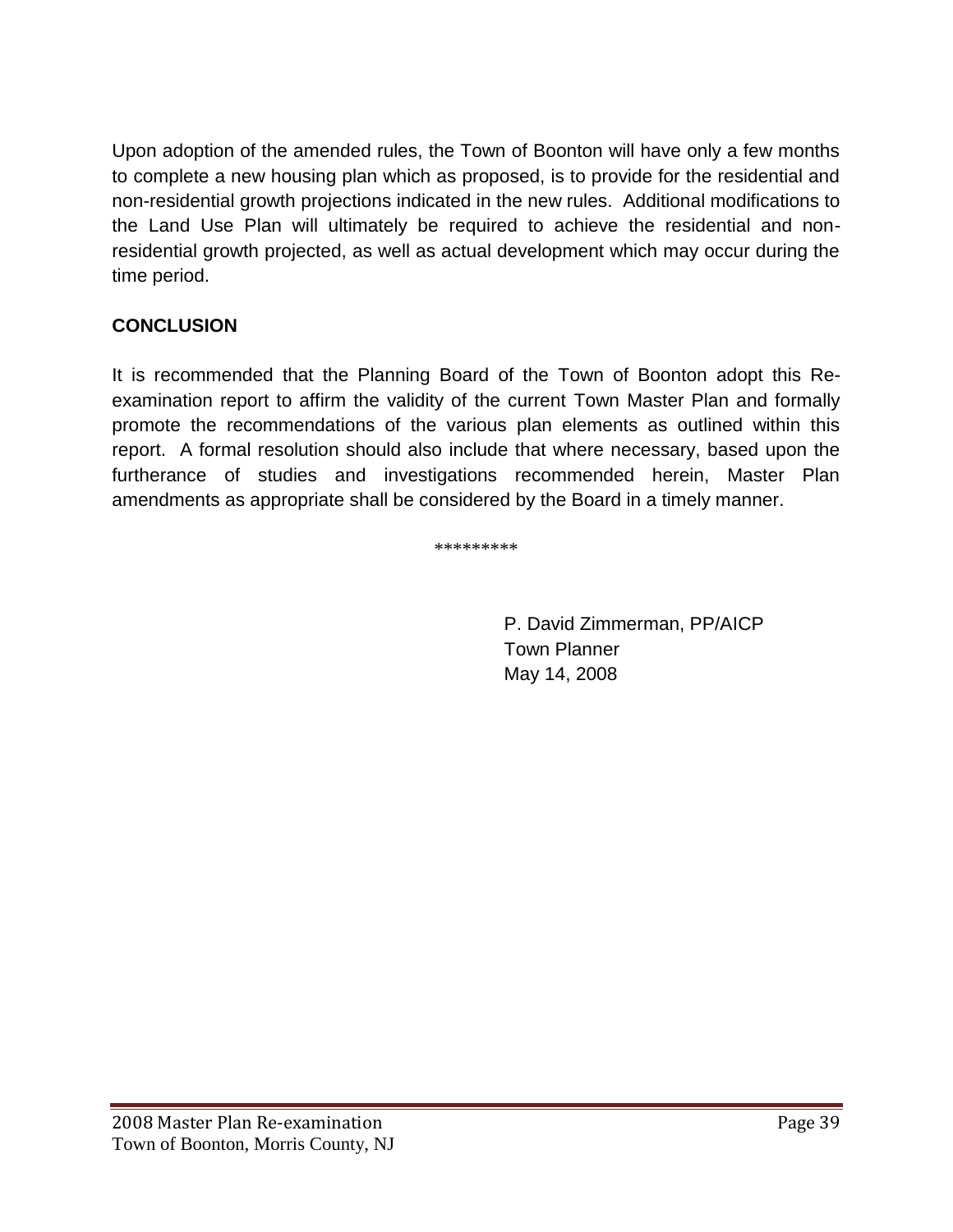Upon adoption of the amended rules, the Town of Boonton will have only a few months to complete a new housing plan which as proposed, is to provide for the residential and non-residential growth projections indicated in the new rules. Additional modifications to the Land Use Plan will ultimately be required to achieve the residential and non-residential growth projected, as well as actual development which may occur during the time period.

## CONCLUSION

It is recommended that the Planning Board of the Town of Boonton adopt this Re-examination report to affirm the validity of the current Town Master Plan and formally promote the recommendations of the various plan elements as outlined within this report. A formal resolution should also include that where necessary, based upon the furtherance of studies and investigations recommended herein, Master Plan amendments as appropriate shall be considered by the Board in a timely manner.

*********

P. David Zimmerman, PP/AICP
Town Planner
May 14, 2008